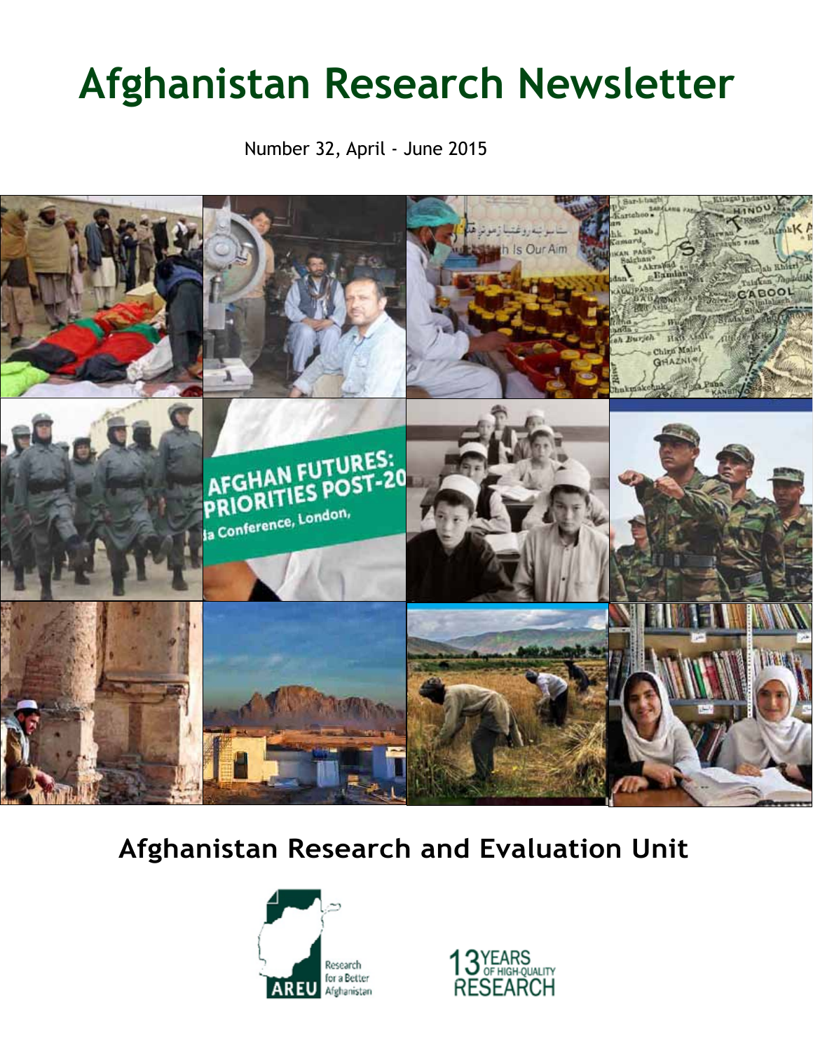# Afghanistan Research Newsletter

Number 32, April - June 2015

## Afghanistan Research and Evaluation Unit

AREU Research for a Better Afghanistan

13 YEARS OF HIGH-QUALITY RESEARCH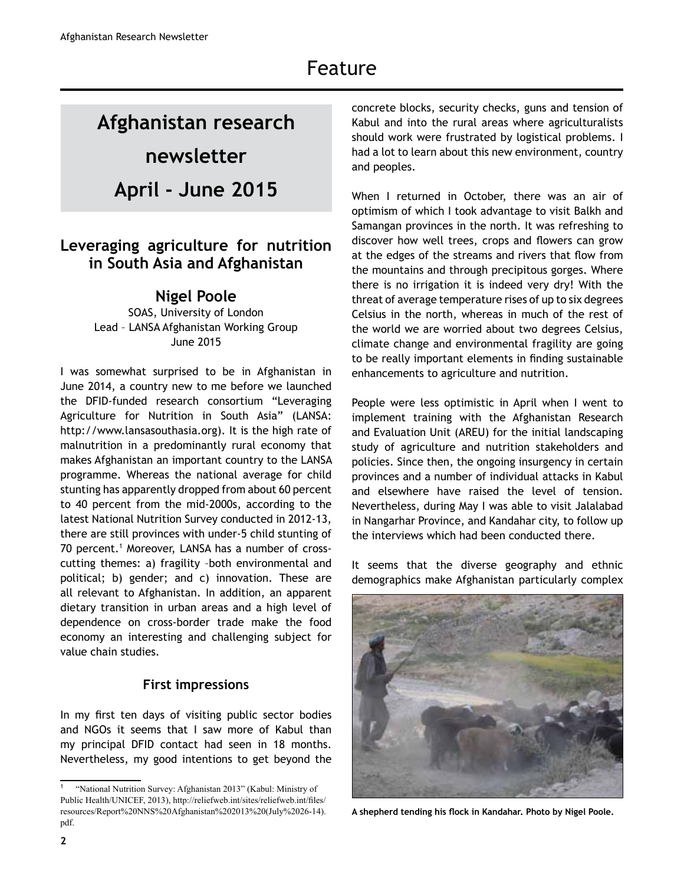# Feature

## Afghanistan research newsletter April - June 2015

### Leveraging agriculture for nutrition in South Asia and Afghanistan

**Nigel Poole**
SOAS, University of London
Lead – LANSA Afghanistan Working Group
June 2015

I was somewhat surprised to be in Afghanistan in June 2014, a country new to me before we launched the DFID-funded research consortium "Leveraging Agriculture for Nutrition in South Asia" (LANSA: http://www.lansasouthasia.org). It is the high rate of malnutrition in a predominantly rural economy that makes Afghanistan an important country to the LANSA programme. Whereas the national average for child stunting has apparently dropped from about 60 percent to 40 percent from the mid-2000s, according to the latest National Nutrition Survey conducted in 2012-13, there are still provinces with under-5 child stunting of 70 percent.[1] Moreover, LANSA has a number of cross-cutting themes: a) fragility –both environmental and political; b) gender; and c) innovation. These are all relevant to Afghanistan. In addition, an apparent dietary transition in urban areas and a high level of dependence on cross-border trade make the food economy an interesting and challenging subject for value chain studies.

### First impressions

In my first ten days of visiting public sector bodies and NGOs it seems that I saw more of Kabul than my principal DFID contact had seen in 18 months. Nevertheless, my good intentions to get beyond the concrete blocks, security checks, guns and tension of Kabul and into the rural areas where agriculturalists should work were frustrated by logistical problems. I had a lot to learn about this new environment, country and peoples.

When I returned in October, there was an air of optimism of which I took advantage to visit Balkh and Samangan provinces in the north. It was refreshing to discover how well trees, crops and flowers can grow at the edges of the streams and rivers that flow from the mountains and through precipitous gorges. Where there is no irrigation it is indeed very dry! With the threat of average temperature rises of up to six degrees Celsius in the north, whereas in much of the rest of the world we are worried about two degrees Celsius, climate change and environmental fragility are going to be really important elements in finding sustainable enhancements to agriculture and nutrition.

People were less optimistic in April when I went to implement training with the Afghanistan Research and Evaluation Unit (AREU) for the initial landscaping study of agriculture and nutrition stakeholders and policies. Since then, the ongoing insurgency in certain provinces and a number of individual attacks in Kabul and elsewhere have raised the level of tension. Nevertheless, during May I was able to visit Jalalabad in Nangarhar Province, and Kandahar city, to follow up the interviews which had been conducted there.

It seems that the diverse geography and ethnic demographics make Afghanistan particularly complex

**A shepherd tending his flock in Kandahar. Photo by Nigel Poole.**

---

[1] "National Nutrition Survey: Afghanistan 2013" (Kabul: Ministry of Public Health/UNICEF, 2013), http://reliefweb.int/sites/reliefweb.int/files/resources/Report%20NNS%20Afghanistan%202013%20(July%2026-14).pdf.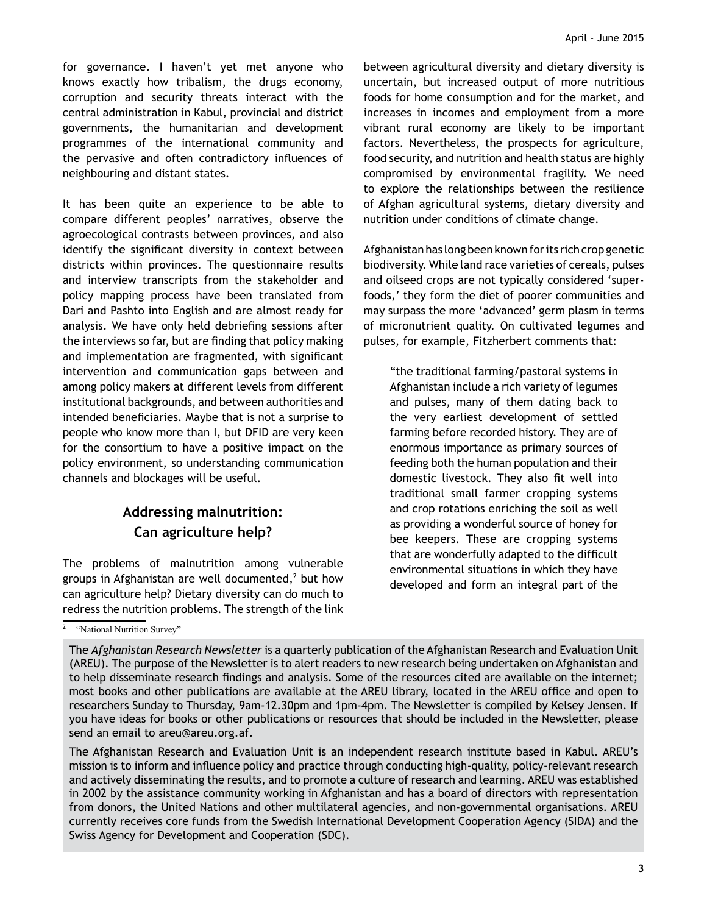for governance. I haven't yet met anyone who knows exactly how tribalism, the drugs economy, corruption and security threats interact with the central administration in Kabul, provincial and district governments, the humanitarian and development programmes of the international community and the pervasive and often contradictory influences of neighbouring and distant states.

It has been quite an experience to be able to compare different peoples' narratives, observe the agroecological contrasts between provinces, and also identify the significant diversity in context between districts within provinces. The questionnaire results and interview transcripts from the stakeholder and policy mapping process have been translated from Dari and Pashto into English and are almost ready for analysis. We have only held debriefing sessions after the interviews so far, but are finding that policy making and implementation are fragmented, with significant intervention and communication gaps between and among policy makers at different levels from different institutional backgrounds, and between authorities and intended beneficiaries. Maybe that is not a surprise to people who know more than I, but DFID are very keen for the consortium to have a positive impact on the policy environment, so understanding communication channels and blockages will be useful.

### Addressing malnutrition: Can agriculture help?

The problems of malnutrition among vulnerable groups in Afghanistan are well documented,[2] but how can agriculture help? Dietary diversity can do much to redress the nutrition problems. The strength of the link between agricultural diversity and dietary diversity is uncertain, but increased output of more nutritious foods for home consumption and for the market, and increases in incomes and employment from a more vibrant rural economy are likely to be important factors. Nevertheless, the prospects for agriculture, food security, and nutrition and health status are highly compromised by environmental fragility. We need to explore the relationships between the resilience of Afghan agricultural systems, dietary diversity and nutrition under conditions of climate change.

Afghanistan has long been known for its rich crop genetic biodiversity. While land race varieties of cereals, pulses and oilseed crops are not typically considered 'super-foods,' they form the diet of poorer communities and may surpass the more 'advanced' germ plasm in terms of micronutrient quality. On cultivated legumes and pulses, for example, Fitzherbert comments that:

> "the traditional farming/pastoral systems in Afghanistan include a rich variety of legumes and pulses, many of them dating back to the very earliest development of settled farming before recorded history. They are of enormous importance as primary sources of feeding both the human population and their domestic livestock. They also fit well into traditional small farmer cropping systems and crop rotations enriching the soil as well as providing a wonderful source of honey for bee keepers. These are cropping systems that are wonderfully adapted to the difficult environmental situations in which they have developed and form an integral part of the

[2] "National Nutrition Survey"

The *Afghanistan Research Newsletter* is a quarterly publication of the Afghanistan Research and Evaluation Unit (AREU). The purpose of the Newsletter is to alert readers to new research being undertaken on Afghanistan and to help disseminate research findings and analysis. Some of the resources cited are available on the internet; most books and other publications are available at the AREU library, located in the AREU office and open to researchers Sunday to Thursday, 9am-12.30pm and 1pm-4pm. The Newsletter is compiled by Kelsey Jensen. If you have ideas for books or other publications or resources that should be included in the Newsletter, please send an email to areu@areu.org.af.

The Afghanistan Research and Evaluation Unit is an independent research institute based in Kabul. AREU's mission is to inform and influence policy and practice through conducting high-quality, policy-relevant research and actively disseminating the results, and to promote a culture of research and learning. AREU was established in 2002 by the assistance community working in Afghanistan and has a board of directors with representation from donors, the United Nations and other multilateral agencies, and non-governmental organisations. AREU currently receives core funds from the Swedish International Development Cooperation Agency (SIDA) and the Swiss Agency for Development and Cooperation (SDC).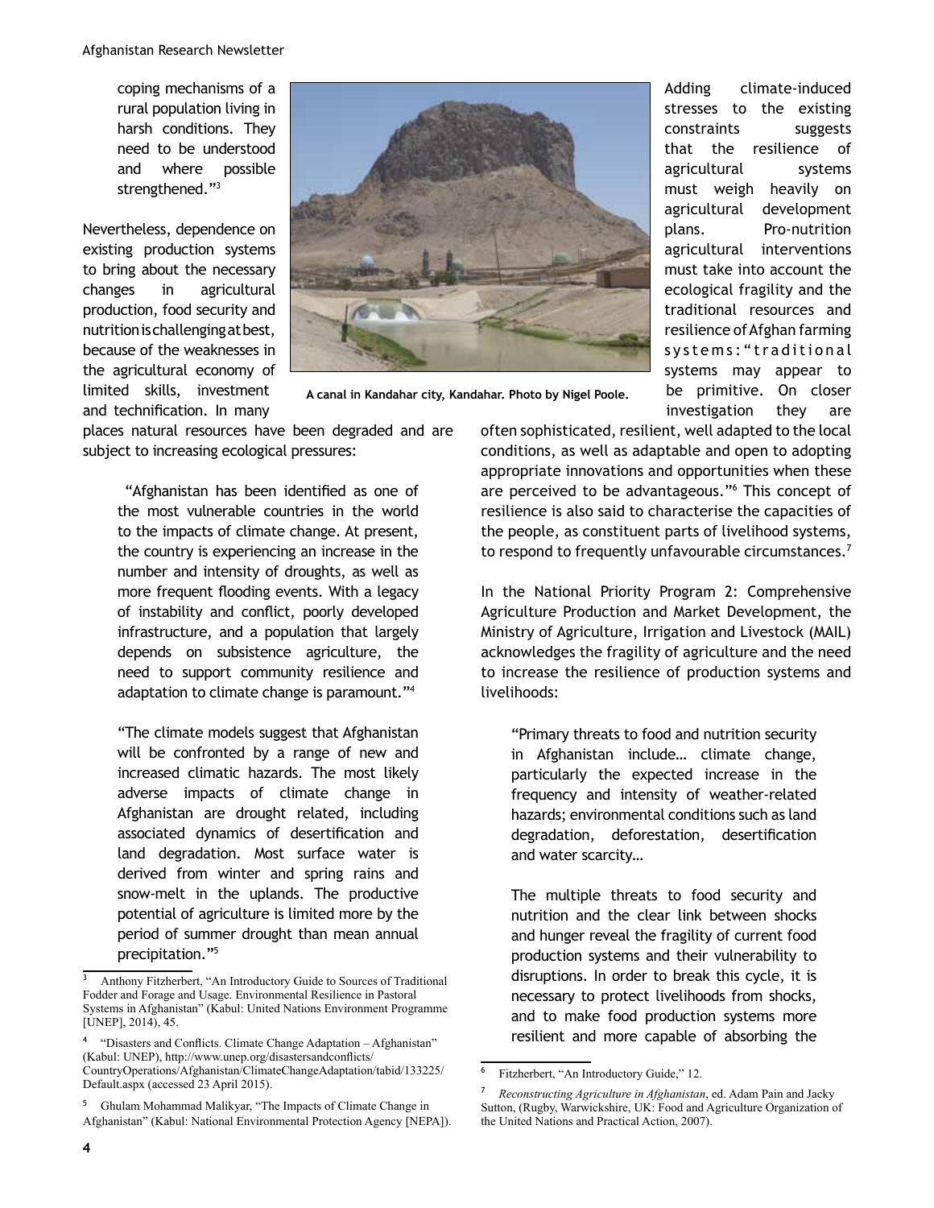coping mechanisms of a rural population living in harsh conditions. They need to be understood and where possible strengthened."[3]

Nevertheless, dependence on existing production systems to bring about the necessary changes in agricultural production, food security and nutrition is challenging at best, because of the weaknesses in the agricultural economy of limited skills, investment and technification. In many places natural resources have been degraded and are subject to increasing ecological pressures:

> "Afghanistan has been identified as one of the most vulnerable countries in the world to the impacts of climate change. At present, the country is experiencing an increase in the number and intensity of droughts, as well as more frequent flooding events. With a legacy of instability and conflict, poorly developed infrastructure, and a population that largely depends on subsistence agriculture, the need to support community resilience and adaptation to climate change is paramount."[4]

> "The climate models suggest that Afghanistan will be confronted by a range of new and increased climatic hazards. The most likely adverse impacts of climate change in Afghanistan are drought related, including associated dynamics of desertification and land degradation. Most surface water is derived from winter and spring rains and snow-melt in the uplands. The productive potential of agriculture is limited more by the period of summer drought than mean annual precipitation."[5]

**A canal in Kandahar city, Kandahar. Photo by Nigel Poole.**

Adding climate-induced stresses to the existing constraints suggests that the resilience of agricultural systems must weigh heavily on agricultural development plans. Pro-nutrition agricultural interventions must take into account the ecological fragility and the traditional resources and resilience of Afghan farming systems: "traditional systems may appear to be primitive. On closer investigation they are often sophisticated, resilient, well adapted to the local conditions, as well as adaptable and open to adopting appropriate innovations and opportunities when these are perceived to be advantageous."[6] This concept of resilience is also said to characterise the capacities of the people, as constituent parts of livelihood systems, to respond to frequently unfavourable circumstances.[7]

In the National Priority Program 2: Comprehensive Agriculture Production and Market Development, the Ministry of Agriculture, Irrigation and Livestock (MAIL) acknowledges the fragility of agriculture and the need to increase the resilience of production systems and livelihoods:

> "Primary threats to food and nutrition security in Afghanistan include… climate change, particularly the expected increase in the frequency and intensity of weather-related hazards; environmental conditions such as land degradation, deforestation, desertification and water scarcity…

> The multiple threats to food security and nutrition and the clear link between shocks and hunger reveal the fragility of current food production systems and their vulnerability to disruptions. In order to break this cycle, it is necessary to protect livelihoods from shocks, and to make food production systems more resilient and more capable of absorbing the

---

[3] Anthony Fitzherbert, "An Introductory Guide to Sources of Traditional Fodder and Forage and Usage. Environmental Resilience in Pastoral Systems in Afghanistan" (Kabul: United Nations Environment Programme [UNEP], 2014), 45.

[4] "Disasters and Conflicts. Climate Change Adaptation – Afghanistan" (Kabul: UNEP), http://www.unep.org/disastersandconflicts/CountryOperations/Afghanistan/ClimateChangeAdaptation/tabid/133225/Default.aspx (accessed 23 April 2015).

[5] Ghulam Mohammad Malikyar, "The Impacts of Climate Change in Afghanistan" (Kabul: National Environmental Protection Agency [NEPA]).

[6] Fitzherbert, "An Introductory Guide," 12.

[7] *Reconstructing Agriculture in Afghanistan*, ed. Adam Pain and Jacky Sutton, (Rugby, Warwickshire, UK: Food and Agriculture Organization of the United Nations and Practical Action, 2007).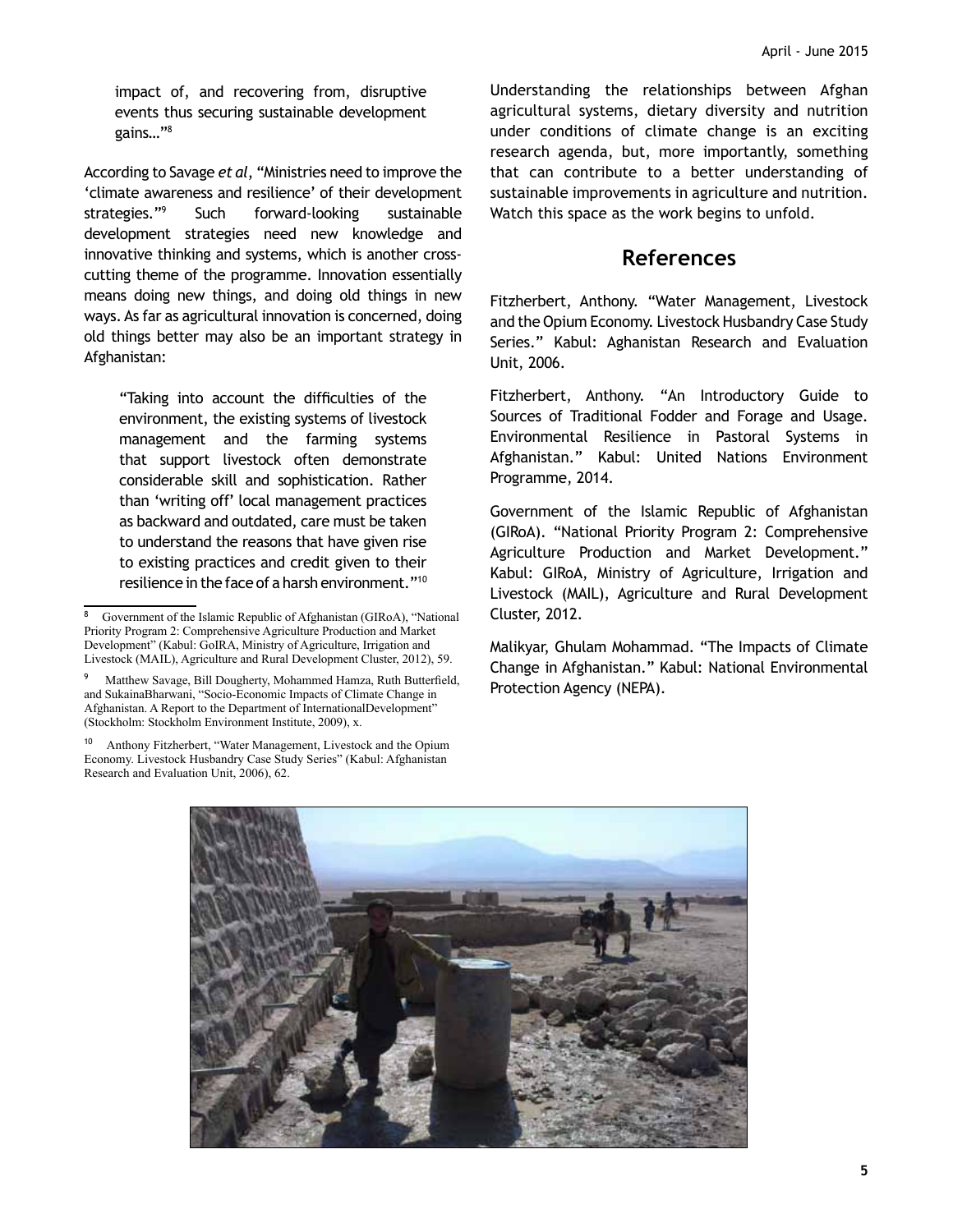impact of, and recovering from, disruptive events thus securing sustainable development gains…"[8]

According to Savage *et al*, "Ministries need to improve the 'climate awareness and resilience' of their development strategies."[9] Such forward-looking sustainable development strategies need new knowledge and innovative thinking and systems, which is another cross-cutting theme of the programme. Innovation essentially means doing new things, and doing old things in new ways. As far as agricultural innovation is concerned, doing old things better may also be an important strategy in Afghanistan:

> "Taking into account the difficulties of the environment, the existing systems of livestock management and the farming systems that support livestock often demonstrate considerable skill and sophistication. Rather than 'writing off' local management practices as backward and outdated, care must be taken to understand the reasons that have given rise to existing practices and credit given to their resilience in the face of a harsh environment."[10]

[8] Government of the Islamic Republic of Afghanistan (GIRoA), "National Priority Program 2: Comprehensive Agriculture Production and Market Development" (Kabul: GoIRA, Ministry of Agriculture, Irrigation and Livestock (MAIL), Agriculture and Rural Development Cluster, 2012), 59.

[9] Matthew Savage, Bill Dougherty, Mohammed Hamza, Ruth Butterfield, and SukainaBharwani, "Socio-Economic Impacts of Climate Change in Afghanistan. A Report to the Department of InternationalDevelopment" (Stockholm: Stockholm Environment Institute, 2009), x.

[10] Anthony Fitzherbert, "Water Management, Livestock and the Opium Economy. Livestock Husbandry Case Study Series" (Kabul: Afghanistan Research and Evaluation Unit, 2006), 62.

Understanding the relationships between Afghan agricultural systems, dietary diversity and nutrition under conditions of climate change is an exciting research agenda, but, more importantly, something that can contribute to a better understanding of sustainable improvements in agriculture and nutrition. Watch this space as the work begins to unfold.

## References

Fitzherbert, Anthony. "Water Management, Livestock and the Opium Economy. Livestock Husbandry Case Study Series." Kabul: Aghanistan Research and Evaluation Unit, 2006.

Fitzherbert, Anthony. "An Introductory Guide to Sources of Traditional Fodder and Forage and Usage. Environmental Resilience in Pastoral Systems in Afghanistan." Kabul: United Nations Environment Programme, 2014.

Government of the Islamic Republic of Afghanistan (GIRoA). "National Priority Program 2: Comprehensive Agriculture Production and Market Development." Kabul: GIRoA, Ministry of Agriculture, Irrigation and Livestock (MAIL), Agriculture and Rural Development Cluster, 2012.

Malikyar, Ghulam Mohammad. "The Impacts of Climate Change in Afghanistan." Kabul: National Environmental Protection Agency (NEPA).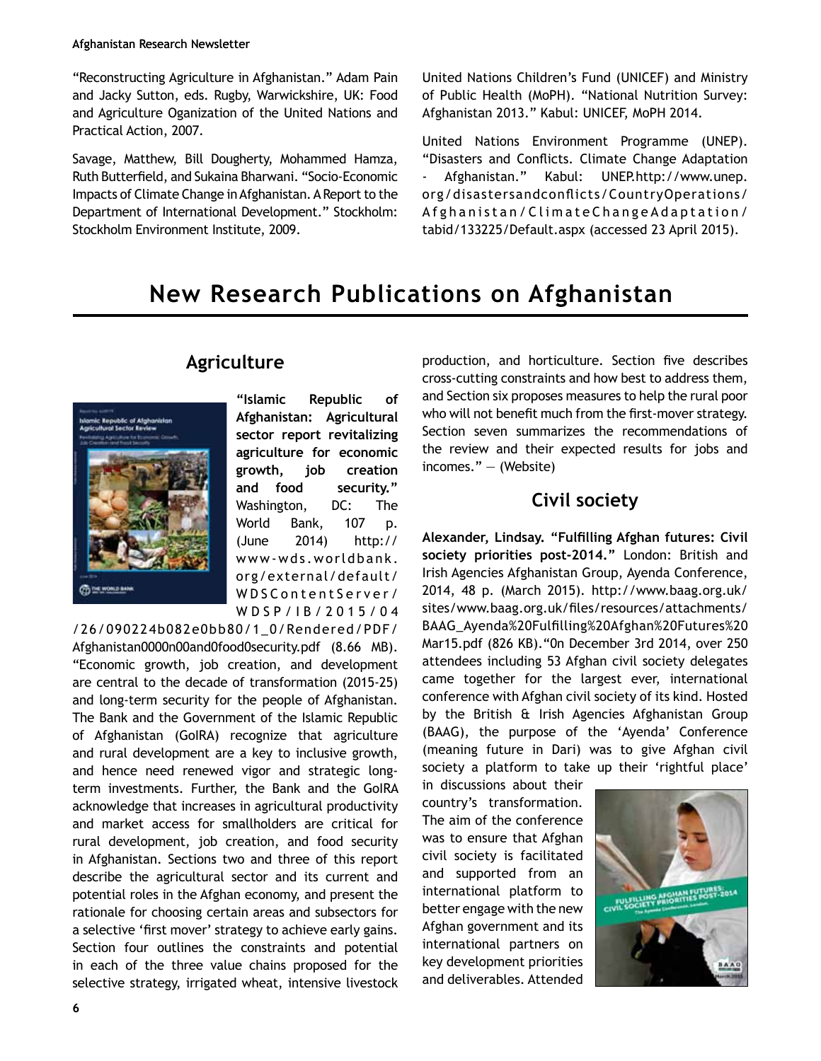"Reconstructing Agriculture in Afghanistan." Adam Pain and Jacky Sutton, eds. Rugby, Warwickshire, UK: Food and Agriculture Oganization of the United Nations and Practical Action, 2007.

Savage, Matthew, Bill Dougherty, Mohammed Hamza, Ruth Butterfield, and Sukaina Bharwani. "Socio-Economic Impacts of Climate Change in Afghanistan. A Report to the Department of International Development." Stockholm: Stockholm Environment Institute, 2009.

United Nations Children's Fund (UNICEF) and Ministry of Public Health (MoPH). "National Nutrition Survey: Afghanistan 2013." Kabul: UNICEF, MoPH 2014.

United Nations Environment Programme (UNEP). "Disasters and Conflicts. Climate Change Adaptation - Afghanistan." Kabul: UNEP.http://www.unep.org/disastersandconflicts/CountryOperations/Afghanistan/ClimateChangeAdaptation/tabid/133225/Default.aspx (accessed 23 April 2015).

# New Research Publications on Afghanistan

## Agriculture

**"Islamic Republic of Afghanistan: Agricultural sector report revitalizing agriculture for economic growth, job creation and food security."** Washington, DC: The World Bank, 107 p. (June 2014) http://www-wds.worldbank.org/external/default/WDSContentServer/WDSP/IB/2015/04/26/090224b082e0bb80/1_0/Rendered/PDF/Afghanistan0000n00and0food0security.pdf (8.66 MB). "Economic growth, job creation, and development are central to the decade of transformation (2015-25) and long-term security for the people of Afghanistan. The Bank and the Government of the Islamic Republic of Afghanistan (GoIRA) recognize that agriculture and rural development are a key to inclusive growth, and hence need renewed vigor and strategic long-term investments. Further, the Bank and the GoIRA acknowledge that increases in agricultural productivity and market access for smallholders are critical for rural development, job creation, and food security in Afghanistan. Sections two and three of this report describe the agricultural sector and its current and potential roles in the Afghan economy, and present the rationale for choosing certain areas and subsectors for a selective 'first mover' strategy to achieve early gains. Section four outlines the constraints and potential in each of the three value chains proposed for the selective strategy, irrigated wheat, intensive livestock production, and horticulture. Section five describes cross-cutting constraints and how best to address them, and Section six proposes measures to help the rural poor who will not benefit much from the first-mover strategy. Section seven summarizes the recommendations of the review and their expected results for jobs and incomes." — (Website)

## Civil society

**Alexander, Lindsay. "Fulfilling Afghan futures: Civil society priorities post-2014."** London: British and Irish Agencies Afghanistan Group, Ayenda Conference, 2014, 48 p. (March 2015). http://www.baag.org.uk/sites/www.baag.org.uk/files/resources/attachments/BAAG_Ayenda%20Fulfilling%20Afghan%20Futures%20Mar15.pdf (826 KB)."0n December 3rd 2014, over 250 attendees including 53 Afghan civil society delegates came together for the largest ever, international conference with Afghan civil society of its kind. Hosted by the British & Irish Agencies Afghanistan Group (BAAG), the purpose of the 'Ayenda' Conference (meaning future in Dari) was to give Afghan civil society a platform to take up their 'rightful place' in discussions about their country's transformation. The aim of the conference was to ensure that Afghan civil society is facilitated and supported from an international platform to better engage with the new Afghan government and its international partners on key development priorities and deliverables. Attended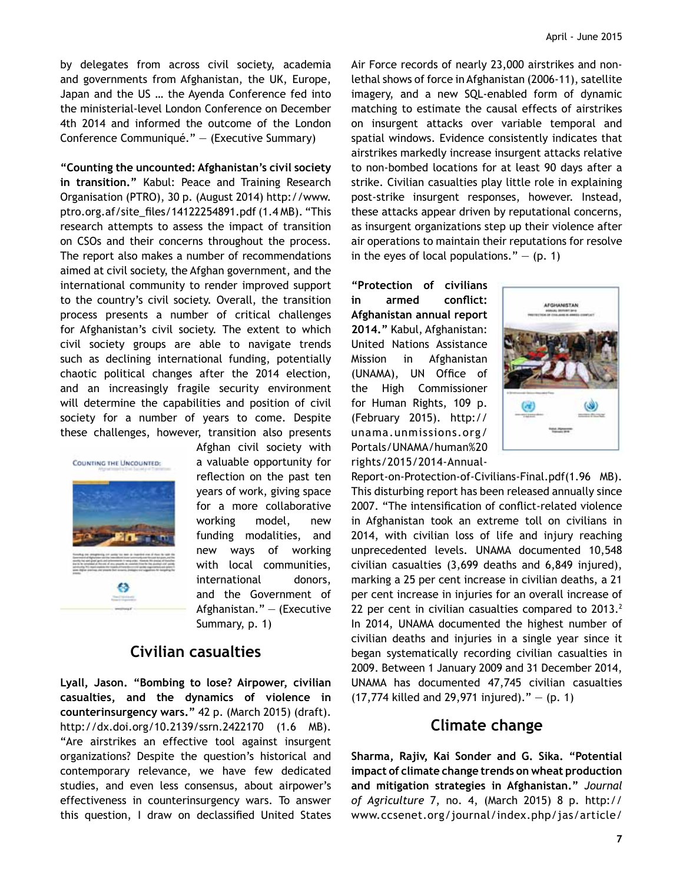by delegates from across civil society, academia and governments from Afghanistan, the UK, Europe, Japan and the US … the Ayenda Conference fed into the ministerial-level London Conference on December 4th 2014 and informed the outcome of the London Conference Communiqué." — (Executive Summary)

**"Counting the uncounted: Afghanistan's civil society in transition."** Kabul: Peace and Training Research Organisation (PTRO), 30 p. (August 2014) http://www.ptro.org.af/site_files/14122254891.pdf (1.4 MB). "This research attempts to assess the impact of transition on CSOs and their concerns throughout the process. The report also makes a number of recommendations aimed at civil society, the Afghan government, and the international community to render improved support to the country's civil society. Overall, the transition process presents a number of critical challenges for Afghanistan's civil society. The extent to which civil society groups are able to navigate trends such as declining international funding, potentially chaotic political changes after the 2014 election, and an increasingly fragile security environment will determine the capabilities and position of civil society for a number of years to come. Despite these challenges, however, transition also presents Afghan civil society with a valuable opportunity for reflection on the past ten years of work, giving space for a more collaborative working model, new funding modalities, and new ways of working with local communities, international donors, and the Government of Afghanistan." — (Executive Summary, p. 1)

## Civilian casualties

**Lyall, Jason. "Bombing to lose? Airpower, civilian casualties, and the dynamics of violence in counterinsurgency wars."** 42 p. (March 2015) (draft). http://dx.doi.org/10.2139/ssrn.2422170 (1.6 MB). "Are airstrikes an effective tool against insurgent organizations? Despite the question's historical and contemporary relevance, we have few dedicated studies, and even less consensus, about airpower's effectiveness in counterinsurgency wars. To answer this question, I draw on declassified United States Air Force records of nearly 23,000 airstrikes and non-lethal shows of force in Afghanistan (2006-11), satellite imagery, and a new SQL-enabled form of dynamic matching to estimate the causal effects of airstrikes on insurgent attacks over variable temporal and spatial windows. Evidence consistently indicates that airstrikes markedly increase insurgent attacks relative to non-bombed locations for at least 90 days after a strike. Civilian casualties play little role in explaining post-strike insurgent responses, however. Instead, these attacks appear driven by reputational concerns, as insurgent organizations step up their violence after air operations to maintain their reputations for resolve in the eyes of local populations." — (p. 1)

**"Protection of civilians in armed conflict: Afghanistan annual report 2014."** Kabul, Afghanistan: United Nations Assistance Mission in Afghanistan (UNAMA), UN Office of the High Commissioner for Human Rights, 109 p. (February 2015). http://unama.unmissions.org/Portals/UNAMA/human%20rights/2015/2014-Annual-Report-on-Protection-of-Civilians-Final.pdf(1.96 MB). This disturbing report has been released annually since 2007. "The intensification of conflict-related violence in Afghanistan took an extreme toll on civilians in 2014, with civilian loss of life and injury reaching unprecedented levels. UNAMA documented 10,548 civilian casualties (3,699 deaths and 6,849 injured), marking a 25 per cent increase in civilian deaths, a 21 per cent increase in injuries for an overall increase of 22 per cent in civilian casualties compared to 2013.[2] In 2014, UNAMA documented the highest number of civilian deaths and injuries in a single year since it began systematically recording civilian casualties in 2009. Between 1 January 2009 and 31 December 2014, UNAMA has documented 47,745 civilian casualties (17,774 killed and 29,971 injured)." — (p. 1)

## Climate change

**Sharma, Rajiv, Kai Sonder and G. Sika. "Potential impact of climate change trends on wheat production and mitigation strategies in Afghanistan."** *Journal of Agriculture* 7, no. 4, (March 2015) 8 p. http://www.ccsenet.org/journal/index.php/jas/article/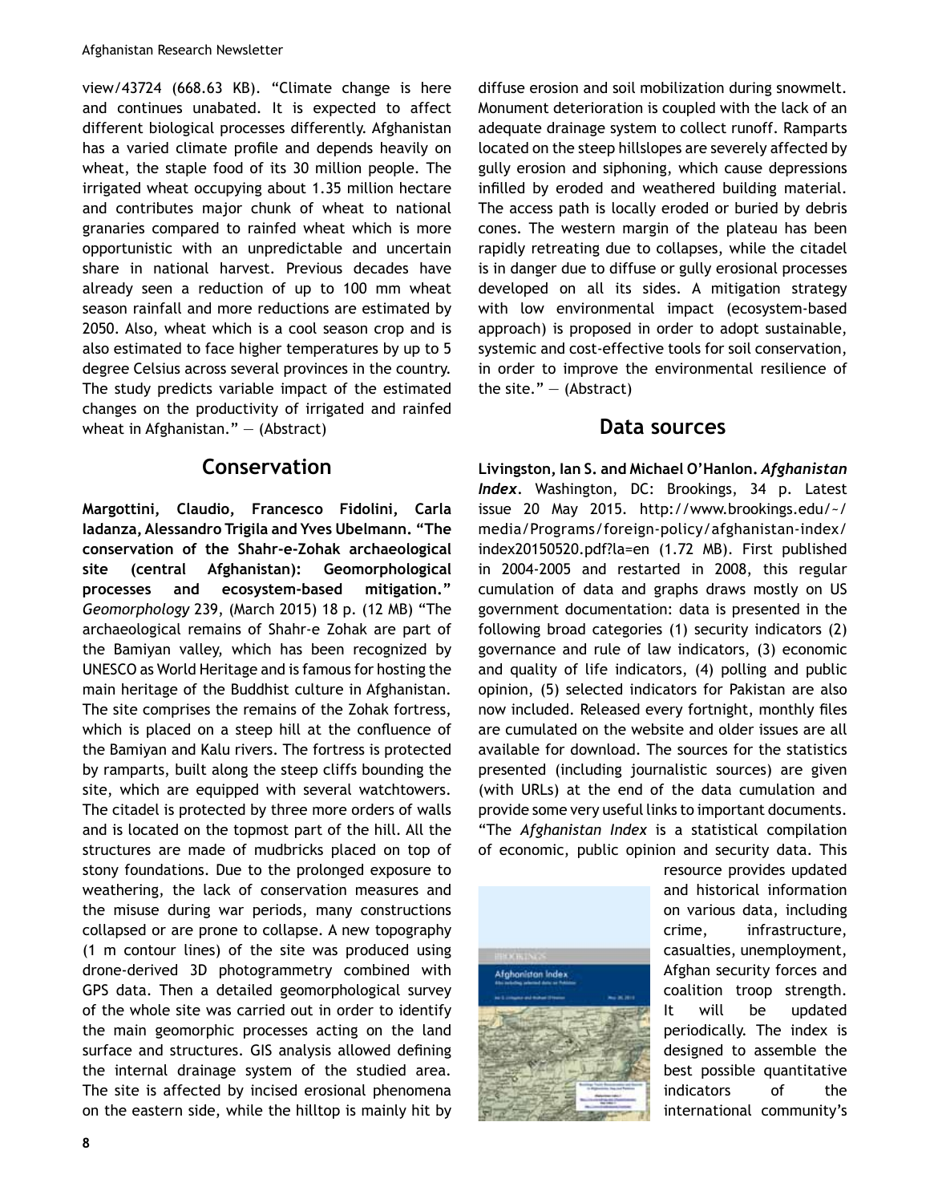view/43724 (668.63 KB). "Climate change is here and continues unabated. It is expected to affect different biological processes differently. Afghanistan has a varied climate profile and depends heavily on wheat, the staple food of its 30 million people. The irrigated wheat occupying about 1.35 million hectare and contributes major chunk of wheat to national granaries compared to rainfed wheat which is more opportunistic with an unpredictable and uncertain share in national harvest. Previous decades have already seen a reduction of up to 100 mm wheat season rainfall and more reductions are estimated by 2050. Also, wheat which is a cool season crop and is also estimated to face higher temperatures by up to 5 degree Celsius across several provinces in the country. The study predicts variable impact of the estimated changes on the productivity of irrigated and rainfed wheat in Afghanistan." — (Abstract)

## Conservation

**Margottini, Claudio, Francesco Fidolini, Carla Iadanza, Alessandro Trigila and Yves Ubelmann. "The conservation of the Shahr-e-Zohak archaeological site (central Afghanistan): Geomorphological processes and ecosystem-based mitigation."** *Geomorphology* 239, (March 2015) 18 p. (12 MB) "The archaeological remains of Shahr-e Zohak are part of the Bamiyan valley, which has been recognized by UNESCO as World Heritage and is famous for hosting the main heritage of the Buddhist culture in Afghanistan. The site comprises the remains of the Zohak fortress, which is placed on a steep hill at the confluence of the Bamiyan and Kalu rivers. The fortress is protected by ramparts, built along the steep cliffs bounding the site, which are equipped with several watchtowers. The citadel is protected by three more orders of walls and is located on the topmost part of the hill. All the structures are made of mudbricks placed on top of stony foundations. Due to the prolonged exposure to weathering, the lack of conservation measures and the misuse during war periods, many constructions collapsed or are prone to collapse. A new topography (1 m contour lines) of the site was produced using drone-derived 3D photogrammetry combined with GPS data. Then a detailed geomorphological survey of the whole site was carried out in order to identify the main geomorphic processes acting on the land surface and structures. GIS analysis allowed defining the internal drainage system of the studied area. The site is affected by incised erosional phenomena on the eastern side, while the hilltop is mainly hit by diffuse erosion and soil mobilization during snowmelt. Monument deterioration is coupled with the lack of an adequate drainage system to collect runoff. Ramparts located on the steep hillslopes are severely affected by gully erosion and siphoning, which cause depressions infilled by eroded and weathered building material. The access path is locally eroded or buried by debris cones. The western margin of the plateau has been rapidly retreating due to collapses, while the citadel is in danger due to diffuse or gully erosional processes developed on all its sides. A mitigation strategy with low environmental impact (ecosystem-based approach) is proposed in order to adopt sustainable, systemic and cost-effective tools for soil conservation, in order to improve the environmental resilience of the site." — (Abstract)

## Data sources

**Livingston, Ian S. and Michael O'Hanlon.** ***Afghanistan Index***. Washington, DC: Brookings, 34 p. Latest issue 20 May 2015. http://www.brookings.edu/~/media/Programs/foreign-policy/afghanistan-index/index20150520.pdf?la=en (1.72 MB). First published in 2004-2005 and restarted in 2008, this regular cumulation of data and graphs draws mostly on US government documentation: data is presented in the following broad categories (1) security indicators (2) governance and rule of law indicators, (3) economic and quality of life indicators, (4) polling and public opinion, (5) selected indicators for Pakistan are also now included. Released every fortnight, monthly files are cumulated on the website and older issues are all available for download. The sources for the statistics presented (including journalistic sources) are given (with URLs) at the end of the data cumulation and provide some very useful links to important documents. "The *Afghanistan Index* is a statistical compilation of economic, public opinion and security data. This resource provides updated and historical information on various data, including crime, infrastructure, casualties, unemployment, Afghan security forces and coalition troop strength. It will be updated periodically. The index is designed to assemble the best possible quantitative indicators of the international community's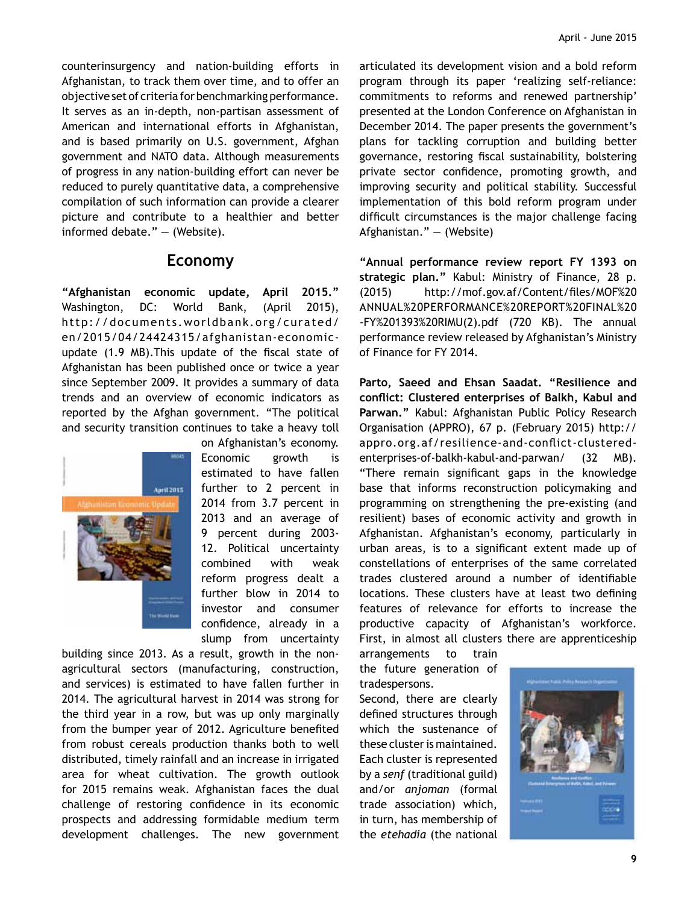counterinsurgency and nation-building efforts in Afghanistan, to track them over time, and to offer an objective set of criteria for benchmarking performance. It serves as an in-depth, non-partisan assessment of American and international efforts in Afghanistan, and is based primarily on U.S. government, Afghan government and NATO data. Although measurements of progress in any nation-building effort can never be reduced to purely quantitative data, a comprehensive compilation of such information can provide a clearer picture and contribute to a healthier and better informed debate." — (Website).

## Economy

**"Afghanistan economic update, April 2015."** Washington, DC: World Bank, (April 2015), http://documents.worldbank.org/curated/en/2015/04/24424315/afghanistan-economic-update (1.9 MB).This update of the fiscal state of Afghanistan has been published once or twice a year since September 2009. It provides a summary of data trends and an overview of economic indicators as reported by the Afghan government. "The political and security transition continues to take a heavy toll on Afghanistan's economy. Economic growth is estimated to have fallen further to 2 percent in 2014 from 3.7 percent in 2013 and an average of 9 percent during 2003-12. Political uncertainty combined with weak reform progress dealt a further blow in 2014 to investor and consumer confidence, already in a slump from uncertainty building since 2013. As a result, growth in the non-agricultural sectors (manufacturing, construction, and services) is estimated to have fallen further in 2014. The agricultural harvest in 2014 was strong for the third year in a row, but was up only marginally from the bumper year of 2012. Agriculture benefited from robust cereals production thanks both to well distributed, timely rainfall and an increase in irrigated area for wheat cultivation. The growth outlook for 2015 remains weak. Afghanistan faces the dual challenge of restoring confidence in its economic prospects and addressing formidable medium term development challenges. The new government articulated its development vision and a bold reform program through its paper 'realizing self-reliance: commitments to reforms and renewed partnership' presented at the London Conference on Afghanistan in December 2014. The paper presents the government's plans for tackling corruption and building better governance, restoring fiscal sustainability, bolstering private sector confidence, promoting growth, and improving security and political stability. Successful implementation of this bold reform program under difficult circumstances is the major challenge facing Afghanistan." — (Website)

**"Annual performance review report FY 1393 on strategic plan."** Kabul: Ministry of Finance, 28 p. (2015) http://mof.gov.af/Content/files/MOF%20ANNUAL%20PERFORMANCE%20REPORT%20FINAL%20-FY%201393%20RIMU(2).pdf (720 KB). The annual performance review released by Afghanistan's Ministry of Finance for FY 2014.

**Parto, Saeed and Ehsan Saadat. "Resilience and conflict: Clustered enterprises of Balkh, Kabul and Parwan."** Kabul: Afghanistan Public Policy Research Organisation (APPRO), 67 p. (February 2015) http://appro.org.af/resilience-and-conflict-clustered-enterprises-of-balkh-kabul-and-parwan/ (32 MB). "There remain significant gaps in the knowledge base that informs reconstruction policymaking and programming on strengthening the pre-existing (and resilient) bases of economic activity and growth in Afghanistan. Afghanistan's economy, particularly in urban areas, is to a significant extent made up of constellations of enterprises of the same correlated trades clustered around a number of identifiable locations. These clusters have at least two defining features of relevance for efforts to increase the productive capacity of Afghanistan's workforce. First, in almost all clusters there are apprenticeship arrangements to train the future generation of tradespersons.
Second, there are clearly defined structures through which the sustenance of these cluster is maintained. Each cluster is represented by a *senf* (traditional guild) and/or *anjoman* (formal trade association) which, in turn, has membership of the *etehadia* (the national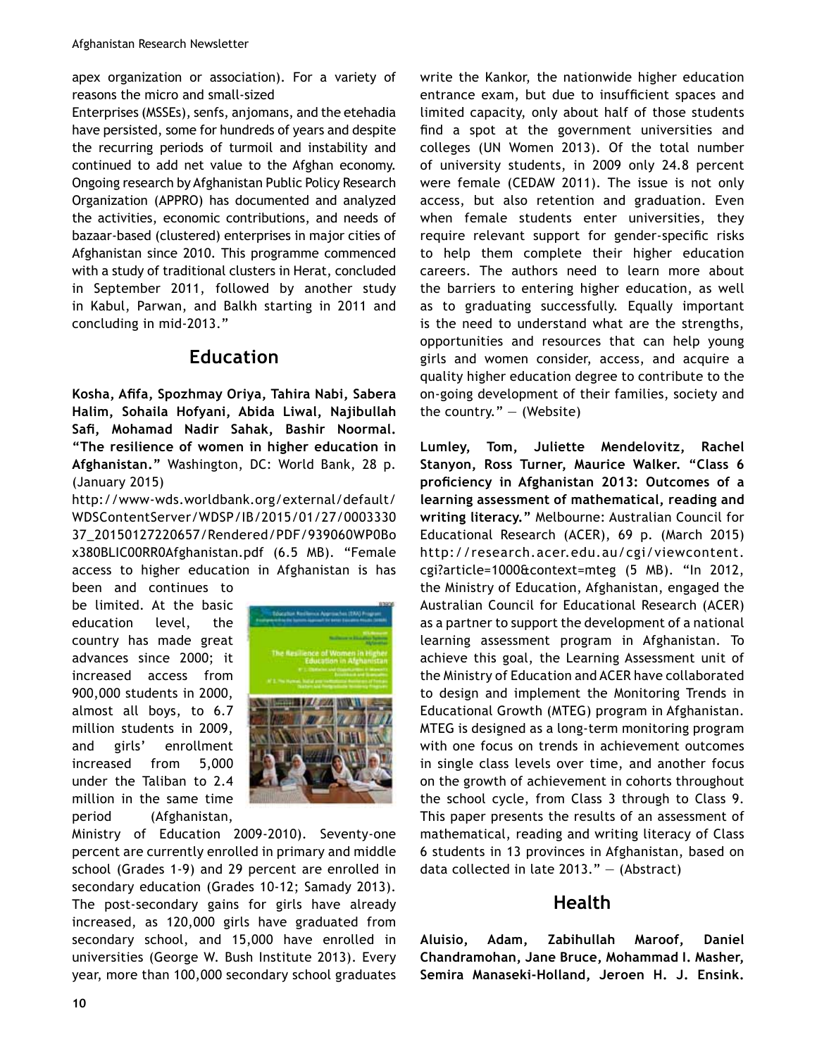apex organization or association). For a variety of reasons the micro and small-sized

Enterprises (MSSEs), senfs, anjomans, and the etehadia have persisted, some for hundreds of years and despite the recurring periods of turmoil and instability and continued to add net value to the Afghan economy. Ongoing research by Afghanistan Public Policy Research Organization (APPRO) has documented and analyzed the activities, economic contributions, and needs of bazaar-based (clustered) enterprises in major cities of Afghanistan since 2010. This programme commenced with a study of traditional clusters in Herat, concluded in September 2011, followed by another study in Kabul, Parwan, and Balkh starting in 2011 and concluding in mid-2013."

## Education

**Kosha, Afifa, Spozhmay Oriya, Tahira Nabi, Sabera Halim, Sohaila Hofyani, Abida Liwal, Najibullah Safi, Mohamad Nadir Sahak, Bashir Noormal. "The resilience of women in higher education in Afghanistan."** Washington, DC: World Bank, 28 p. (January 2015)

http://www-wds.worldbank.org/external/default/WDSContentServer/WDSP/IB/2015/01/27/000333037_20150127220657/Rendered/PDF/939060WP0Box380BLIC00RR0Afghanistan.pdf (6.5 MB). "Female access to higher education in Afghanistan is has been and continues to be limited. At the basic education level, the country has made great advances since 2000; it increased access from 900,000 students in 2000, almost all boys, to 6.7 million students in 2009, and girls' enrollment increased from 5,000 under the Taliban to 2.4 million in the same time period (Afghanistan, Ministry of Education 2009-2010). Seventy-one percent are currently enrolled in primary and middle school (Grades 1-9) and 29 percent are enrolled in secondary education (Grades 10-12; Samady 2013). The post-secondary gains for girls have already increased, as 120,000 girls have graduated from secondary school, and 15,000 have enrolled in universities (George W. Bush Institute 2013). Every year, more than 100,000 secondary school graduates write the Kankor, the nationwide higher education entrance exam, but due to insufficient spaces and limited capacity, only about half of those students find a spot at the government universities and colleges (UN Women 2013). Of the total number of university students, in 2009 only 24.8 percent were female (CEDAW 2011). The issue is not only access, but also retention and graduation. Even when female students enter universities, they require relevant support for gender-specific risks to help them complete their higher education careers. The authors need to learn more about the barriers to entering higher education, as well as to graduating successfully. Equally important is the need to understand what are the strengths, opportunities and resources that can help young girls and women consider, access, and acquire a quality higher education degree to contribute to the on-going development of their families, society and the country." — (Website)

**Lumley, Tom, Juliette Mendelovitz, Rachel Stanyon, Ross Turner, Maurice Walker. "Class 6 proficiency in Afghanistan 2013: Outcomes of a learning assessment of mathematical, reading and writing literacy."** Melbourne: Australian Council for Educational Research (ACER), 69 p. (March 2015) http://research.acer.edu.au/cgi/viewcontent.cgi?article=1000&context=mteg (5 MB). "In 2012, the Ministry of Education, Afghanistan, engaged the Australian Council for Educational Research (ACER) as a partner to support the development of a national learning assessment program in Afghanistan. To achieve this goal, the Learning Assessment unit of the Ministry of Education and ACER have collaborated to design and implement the Monitoring Trends in Educational Growth (MTEG) program in Afghanistan. MTEG is designed as a long-term monitoring program with one focus on trends in achievement outcomes in single class levels over time, and another focus on the growth of achievement in cohorts throughout the school cycle, from Class 3 through to Class 9. This paper presents the results of an assessment of mathematical, reading and writing literacy of Class 6 students in 13 provinces in Afghanistan, based on data collected in late 2013." — (Abstract)

## Health

**Aluisio, Adam, Zabihullah Maroof, Daniel Chandramohan, Jane Bruce, Mohammad I. Masher, Semira Manaseki-Holland, Jeroen H. J. Ensink.**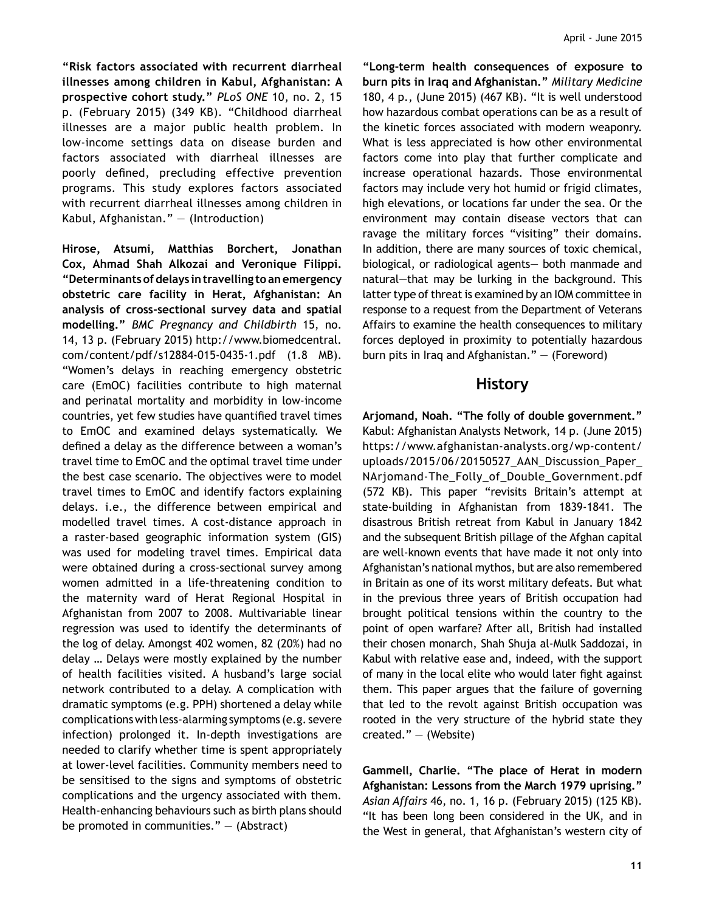**"Risk factors associated with recurrent diarrheal illnesses among children in Kabul, Afghanistan: A prospective cohort study."** *PLoS ONE* 10, no. 2, 15 p. (February 2015) (349 KB). "Childhood diarrheal illnesses are a major public health problem. In low-income settings data on disease burden and factors associated with diarrheal illnesses are poorly defined, precluding effective prevention programs. This study explores factors associated with recurrent diarrheal illnesses among children in Kabul, Afghanistan." — (Introduction)

**Hirose, Atsumi, Matthias Borchert, Jonathan Cox, Ahmad Shah Alkozai and Veronique Filippi. "Determinants of delays in travelling to an emergency obstetric care facility in Herat, Afghanistan: An analysis of cross-sectional survey data and spatial modelling."** *BMC Pregnancy and Childbirth* 15, no. 14, 13 p. (February 2015) http://www.biomedcentral.com/content/pdf/s12884-015-0435-1.pdf (1.8 MB). "Women's delays in reaching emergency obstetric care (EmOC) facilities contribute to high maternal and perinatal mortality and morbidity in low-income countries, yet few studies have quantified travel times to EmOC and examined delays systematically. We defined a delay as the difference between a woman's travel time to EmOC and the optimal travel time under the best case scenario. The objectives were to model travel times to EmOC and identify factors explaining delays. i.e., the difference between empirical and modelled travel times. A cost-distance approach in a raster-based geographic information system (GIS) was used for modeling travel times. Empirical data were obtained during a cross-sectional survey among women admitted in a life-threatening condition to the maternity ward of Herat Regional Hospital in Afghanistan from 2007 to 2008. Multivariable linear regression was used to identify the determinants of the log of delay. Amongst 402 women, 82 (20%) had no delay … Delays were mostly explained by the number of health facilities visited. A husband's large social network contributed to a delay. A complication with dramatic symptoms (e.g. PPH) shortened a delay while complications with less-alarming symptoms (e.g. severe infection) prolonged it. In-depth investigations are needed to clarify whether time is spent appropriately at lower-level facilities. Community members need to be sensitised to the signs and symptoms of obstetric complications and the urgency associated with them. Health-enhancing behaviours such as birth plans should be promoted in communities." — (Abstract)

**"Long-term health consequences of exposure to burn pits in Iraq and Afghanistan."** *Military Medicine* 180, 4 p., (June 2015) (467 KB). "It is well understood how hazardous combat operations can be as a result of the kinetic forces associated with modern weaponry. What is less appreciated is how other environmental factors come into play that further complicate and increase operational hazards. Those environmental factors may include very hot humid or frigid climates, high elevations, or locations far under the sea. Or the environment may contain disease vectors that can ravage the military forces "visiting" their domains. In addition, there are many sources of toxic chemical, biological, or radiological agents— both manmade and natural—that may be lurking in the background. This latter type of threat is examined by an IOM committee in response to a request from the Department of Veterans Affairs to examine the health consequences to military forces deployed in proximity to potentially hazardous burn pits in Iraq and Afghanistan." — (Foreword)

## History

**Arjomand, Noah. "The folly of double government."** Kabul: Afghanistan Analysts Network, 14 p. (June 2015) https://www.afghanistan-analysts.org/wp-content/uploads/2015/06/20150527_AAN_Discussion_Paper_NArjomand-The_Folly_of_Double_Government.pdf (572 KB). This paper "revisits Britain's attempt at state-building in Afghanistan from 1839-1841. The disastrous British retreat from Kabul in January 1842 and the subsequent British pillage of the Afghan capital are well-known events that have made it not only into Afghanistan's national mythos, but are also remembered in Britain as one of its worst military defeats. But what in the previous three years of British occupation had brought political tensions within the country to the point of open warfare? After all, British had installed their chosen monarch, Shah Shuja al-Mulk Saddozai, in Kabul with relative ease and, indeed, with the support of many in the local elite who would later fight against them. This paper argues that the failure of governing that led to the revolt against British occupation was rooted in the very structure of the hybrid state they created." — (Website)

**Gammell, Charlie. "The place of Herat in modern Afghanistan: Lessons from the March 1979 uprising."** *Asian Affairs* 46, no. 1, 16 p. (February 2015) (125 KB). "It has been long been considered in the UK, and in the West in general, that Afghanistan's western city of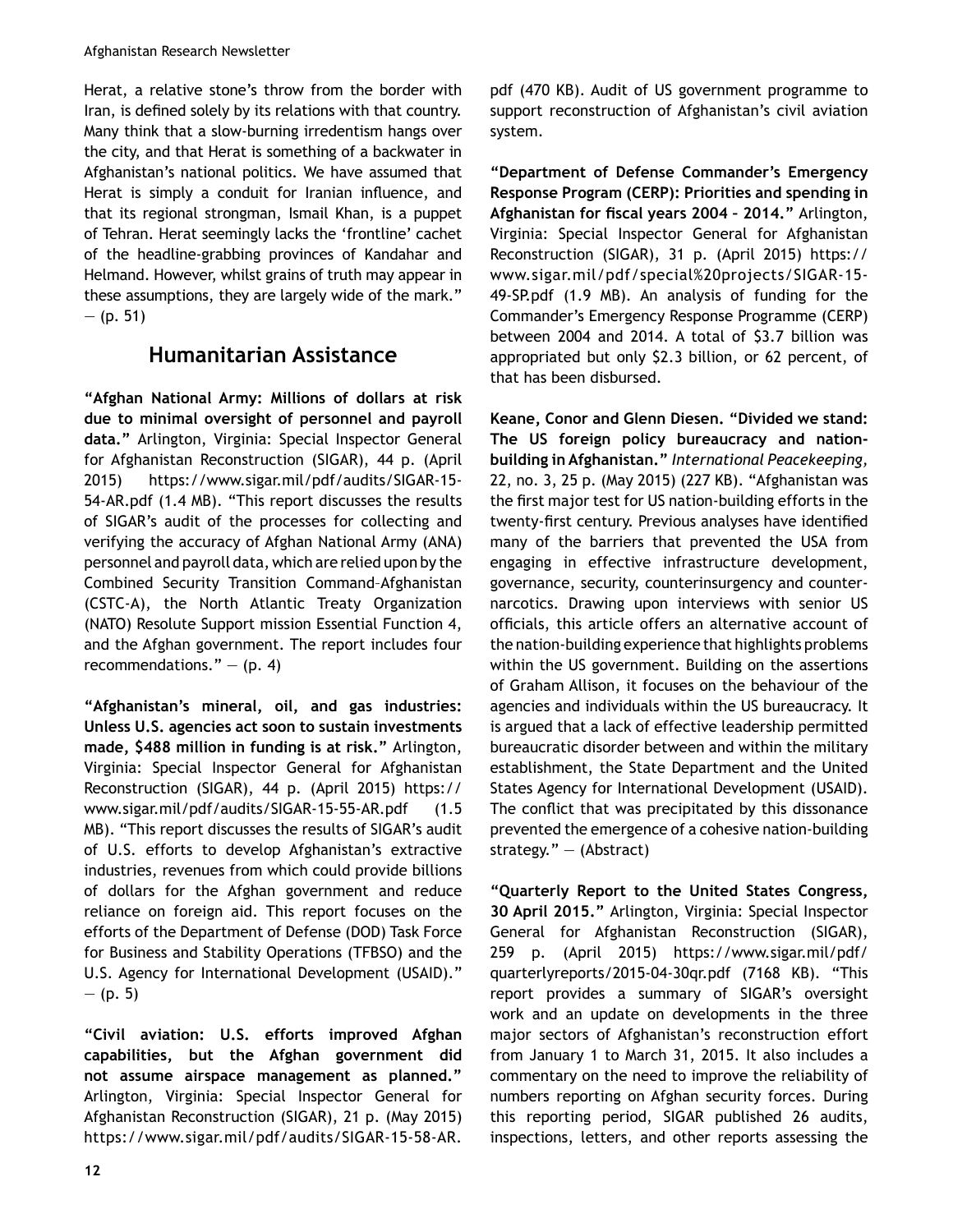Herat, a relative stone's throw from the border with Iran, is defined solely by its relations with that country. Many think that a slow-burning irredentism hangs over the city, and that Herat is something of a backwater in Afghanistan's national politics. We have assumed that Herat is simply a conduit for Iranian influence, and that its regional strongman, Ismail Khan, is a puppet of Tehran. Herat seemingly lacks the 'frontline' cachet of the headline-grabbing provinces of Kandahar and Helmand. However, whilst grains of truth may appear in these assumptions, they are largely wide of the mark." — (p. 51)

## Humanitarian Assistance

**"Afghan National Army: Millions of dollars at risk due to minimal oversight of personnel and payroll data."** Arlington, Virginia: Special Inspector General for Afghanistan Reconstruction (SIGAR), 44 p. (April 2015) https://www.sigar.mil/pdf/audits/SIGAR-15-54-AR.pdf (1.4 MB). "This report discusses the results of SIGAR's audit of the processes for collecting and verifying the accuracy of Afghan National Army (ANA) personnel and payroll data, which are relied upon by the Combined Security Transition Command–Afghanistan (CSTC-A), the North Atlantic Treaty Organization (NATO) Resolute Support mission Essential Function 4, and the Afghan government. The report includes four recommendations." — (p. 4)

**"Afghanistan's mineral, oil, and gas industries: Unless U.S. agencies act soon to sustain investments made, $488 million in funding is at risk."** Arlington, Virginia: Special Inspector General for Afghanistan Reconstruction (SIGAR), 44 p. (April 2015) https://www.sigar.mil/pdf/audits/SIGAR-15-55-AR.pdf (1.5 MB). "This report discusses the results of SIGAR's audit of U.S. efforts to develop Afghanistan's extractive industries, revenues from which could provide billions of dollars for the Afghan government and reduce reliance on foreign aid. This report focuses on the efforts of the Department of Defense (DOD) Task Force for Business and Stability Operations (TFBSO) and the U.S. Agency for International Development (USAID)." — (p. 5)

**"Civil aviation: U.S. efforts improved Afghan capabilities, but the Afghan government did not assume airspace management as planned."** Arlington, Virginia: Special Inspector General for Afghanistan Reconstruction (SIGAR), 21 p. (May 2015) https://www.sigar.mil/pdf/audits/SIGAR-15-58-AR.pdf (470 KB). Audit of US government programme to support reconstruction of Afghanistan's civil aviation system.

**"Department of Defense Commander's Emergency Response Program (CERP): Priorities and spending in Afghanistan for fiscal years 2004 – 2014."** Arlington, Virginia: Special Inspector General for Afghanistan Reconstruction (SIGAR), 31 p. (April 2015) https://www.sigar.mil/pdf/special%20projects/SIGAR-15-49-SP.pdf (1.9 MB). An analysis of funding for the Commander's Emergency Response Programme (CERP) between 2004 and 2014. A total of $3.7 billion was appropriated but only $2.3 billion, or 62 percent, of that has been disbursed.

**Keane, Conor and Glenn Diesen. "Divided we stand: The US foreign policy bureaucracy and nation-building in Afghanistan."** *International Peacekeeping,* 22, no. 3, 25 p. (May 2015) (227 KB). "Afghanistan was the first major test for US nation-building efforts in the twenty-first century. Previous analyses have identified many of the barriers that prevented the USA from engaging in effective infrastructure development, governance, security, counterinsurgency and counter-narcotics. Drawing upon interviews with senior US officials, this article offers an alternative account of the nation-building experience that highlights problems within the US government. Building on the assertions of Graham Allison, it focuses on the behaviour of the agencies and individuals within the US bureaucracy. It is argued that a lack of effective leadership permitted bureaucratic disorder between and within the military establishment, the State Department and the United States Agency for International Development (USAID). The conflict that was precipitated by this dissonance prevented the emergence of a cohesive nation-building strategy." — (Abstract)

**"Quarterly Report to the United States Congress, 30 April 2015."** Arlington, Virginia: Special Inspector General for Afghanistan Reconstruction (SIGAR), 259 p. (April 2015) https://www.sigar.mil/pdf/quarterlyreports/2015-04-30qr.pdf (7168 KB). "This report provides a summary of SIGAR's oversight work and an update on developments in the three major sectors of Afghanistan's reconstruction effort from January 1 to March 31, 2015. It also includes a commentary on the need to improve the reliability of numbers reporting on Afghan security forces. During this reporting period, SIGAR published 26 audits, inspections, letters, and other reports assessing the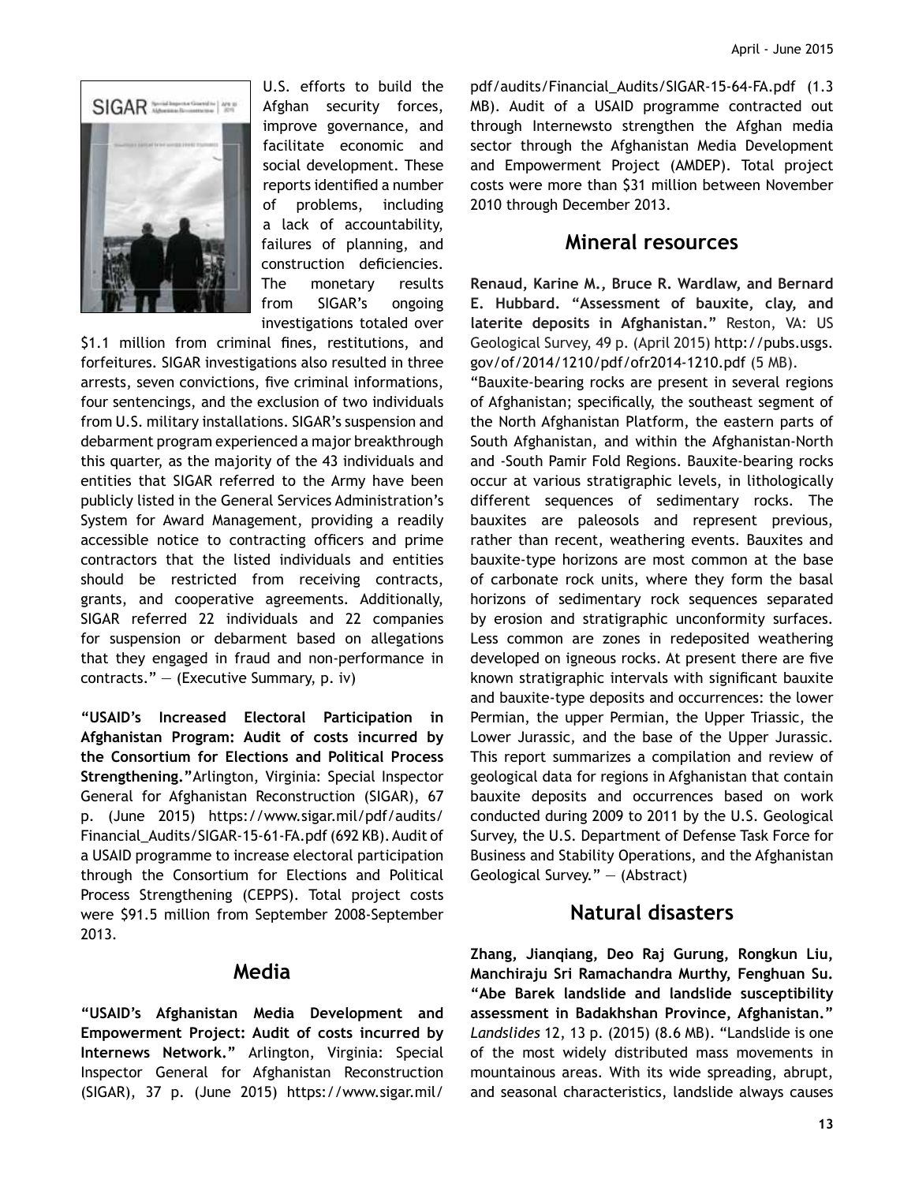U.S. efforts to build the Afghan security forces, improve governance, and facilitate economic and social development. These reports identified a number of problems, including a lack of accountability, failures of planning, and construction deficiencies. The monetary results from SIGAR's ongoing investigations totaled over $1.1 million from criminal fines, restitutions, and forfeitures. SIGAR investigations also resulted in three arrests, seven convictions, five criminal informations, four sentencings, and the exclusion of two individuals from U.S. military installations. SIGAR's suspension and debarment program experienced a major breakthrough this quarter, as the majority of the 43 individuals and entities that SIGAR referred to the Army have been publicly listed in the General Services Administration's System for Award Management, providing a readily accessible notice to contracting officers and prime contractors that the listed individuals and entities should be restricted from receiving contracts, grants, and cooperative agreements. Additionally, SIGAR referred 22 individuals and 22 companies for suspension or debarment based on allegations that they engaged in fraud and non-performance in contracts." — (Executive Summary, p. iv)

**"USAID's Increased Electoral Participation in Afghanistan Program: Audit of costs incurred by the Consortium for Elections and Political Process Strengthening."**Arlington, Virginia: Special Inspector General for Afghanistan Reconstruction (SIGAR), 67 p. (June 2015) https://www.sigar.mil/pdf/audits/Financial_Audits/SIGAR-15-61-FA.pdf (692 KB). Audit of a USAID programme to increase electoral participation through the Consortium for Elections and Political Process Strengthening (CEPPS). Total project costs were $91.5 million from September 2008-September 2013.

## Media

**"USAID's Afghanistan Media Development and Empowerment Project: Audit of costs incurred by Internews Network."** Arlington, Virginia: Special Inspector General for Afghanistan Reconstruction (SIGAR), 37 p. (June 2015) https://www.sigar.mil/pdf/audits/Financial_Audits/SIGAR-15-64-FA.pdf (1.3 MB). Audit of a USAID programme contracted out through Internewsto strengthen the Afghan media sector through the Afghanistan Media Development and Empowerment Project (AMDEP). Total project costs were more than $31 million between November 2010 through December 2013.

## Mineral resources

**Renaud, Karine M., Bruce R. Wardlaw, and Bernard E. Hubbard. "Assessment of bauxite, clay, and laterite deposits in Afghanistan."** Reston, VA: US Geological Survey, 49 p. (April 2015) http://pubs.usgs.gov/of/2014/1210/pdf/ofr2014-1210.pdf (5 MB).

"Bauxite-bearing rocks are present in several regions of Afghanistan; specifically, the southeast segment of the North Afghanistan Platform, the eastern parts of South Afghanistan, and within the Afghanistan-North and -South Pamir Fold Regions. Bauxite-bearing rocks occur at various stratigraphic levels, in lithologically different sequences of sedimentary rocks. The bauxites are paleosols and represent previous, rather than recent, weathering events. Bauxites and bauxite-type horizons are most common at the base of carbonate rock units, where they form the basal horizons of sedimentary rock sequences separated by erosion and stratigraphic unconformity surfaces. Less common are zones in redeposited weathering developed on igneous rocks. At present there are five known stratigraphic intervals with significant bauxite and bauxite-type deposits and occurrences: the lower Permian, the upper Permian, the Upper Triassic, the Lower Jurassic, and the base of the Upper Jurassic. This report summarizes a compilation and review of geological data for regions in Afghanistan that contain bauxite deposits and occurrences based on work conducted during 2009 to 2011 by the U.S. Geological Survey, the U.S. Department of Defense Task Force for Business and Stability Operations, and the Afghanistan Geological Survey." — (Abstract)

## Natural disasters

**Zhang, Jianqiang, Deo Raj Gurung, Rongkun Liu, Manchiraju Sri Ramachandra Murthy, Fenghuan Su. "Abe Barek landslide and landslide susceptibility assessment in Badakhshan Province, Afghanistan."** *Landslides* 12, 13 p. (2015) (8.6 MB). "Landslide is one of the most widely distributed mass movements in mountainous areas. With its wide spreading, abrupt, and seasonal characteristics, landslide always causes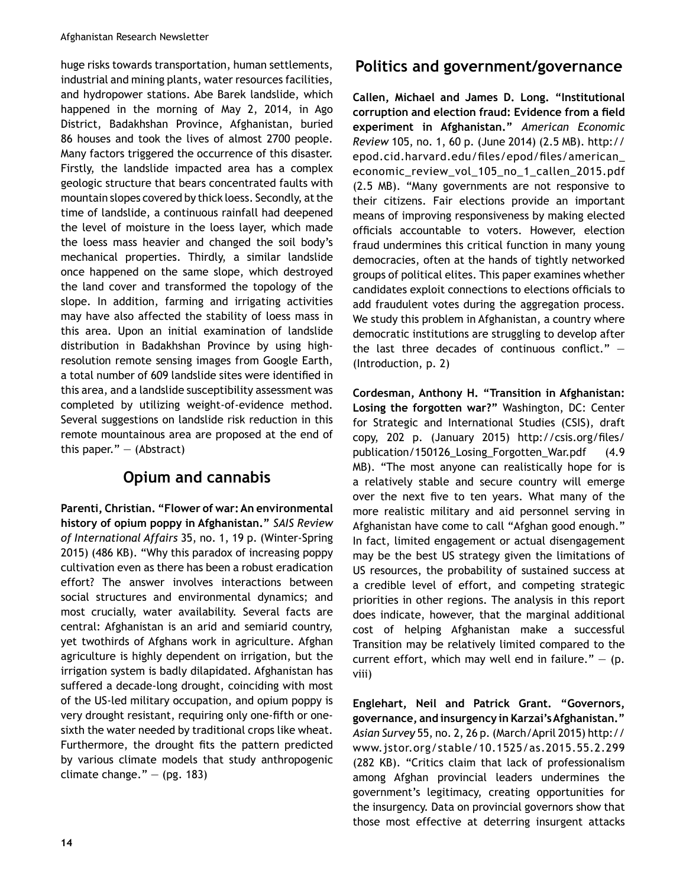huge risks towards transportation, human settlements, industrial and mining plants, water resources facilities, and hydropower stations. Abe Barek landslide, which happened in the morning of May 2, 2014, in Ago District, Badakhshan Province, Afghanistan, buried 86 houses and took the lives of almost 2700 people. Many factors triggered the occurrence of this disaster. Firstly, the landslide impacted area has a complex geologic structure that bears concentrated faults with mountain slopes covered by thick loess. Secondly, at the time of landslide, a continuous rainfall had deepened the level of moisture in the loess layer, which made the loess mass heavier and changed the soil body's mechanical properties. Thirdly, a similar landslide once happened on the same slope, which destroyed the land cover and transformed the topology of the slope. In addition, farming and irrigating activities may have also affected the stability of loess mass in this area. Upon an initial examination of landslide distribution in Badakhshan Province by using high-resolution remote sensing images from Google Earth, a total number of 609 landslide sites were identified in this area, and a landslide susceptibility assessment was completed by utilizing weight-of-evidence method. Several suggestions on landslide risk reduction in this remote mountainous area are proposed at the end of this paper." — (Abstract)

## Opium and cannabis

**Parenti, Christian. "Flower of war: An environmental history of opium poppy in Afghanistan."** *SAIS Review of International Affairs* 35, no. 1, 19 p. (Winter-Spring 2015) (486 KB). "Why this paradox of increasing poppy cultivation even as there has been a robust eradication effort? The answer involves interactions between social structures and environmental dynamics; and most crucially, water availability. Several facts are central: Afghanistan is an arid and semiarid country, yet twothirds of Afghans work in agriculture. Afghan agriculture is highly dependent on irrigation, but the irrigation system is badly dilapidated. Afghanistan has suffered a decade-long drought, coinciding with most of the US-led military occupation, and opium poppy is very drought resistant, requiring only one-fifth or one-sixth the water needed by traditional crops like wheat. Furthermore, the drought fits the pattern predicted by various climate models that study anthropogenic climate change." — (pg. 183)

## Politics and government/governance

**Callen, Michael and James D. Long. "Institutional corruption and election fraud: Evidence from a field experiment in Afghanistan."** *American Economic Review* 105, no. 1, 60 p. (June 2014) (2.5 MB). http://epod.cid.harvard.edu/files/epod/files/american_economic_review_vol_105_no_1_callen_2015.pdf (2.5 MB). "Many governments are not responsive to their citizens. Fair elections provide an important means of improving responsiveness by making elected officials accountable to voters. However, election fraud undermines this critical function in many young democracies, often at the hands of tightly networked groups of political elites. This paper examines whether candidates exploit connections to elections officials to add fraudulent votes during the aggregation process. We study this problem in Afghanistan, a country where democratic institutions are struggling to develop after the last three decades of continuous conflict." — (Introduction, p. 2)

**Cordesman, Anthony H. "Transition in Afghanistan: Losing the forgotten war?"** Washington, DC: Center for Strategic and International Studies (CSIS), draft copy, 202 p. (January 2015) http://csis.org/files/publication/150126_Losing_Forgotten_War.pdf (4.9 MB). "The most anyone can realistically hope for is a relatively stable and secure country will emerge over the next five to ten years. What many of the more realistic military and aid personnel serving in Afghanistan have come to call "Afghan good enough." In fact, limited engagement or actual disengagement may be the best US strategy given the limitations of US resources, the probability of sustained success at a credible level of effort, and competing strategic priorities in other regions. The analysis in this report does indicate, however, that the marginal additional cost of helping Afghanistan make a successful Transition may be relatively limited compared to the current effort, which may well end in failure." — (p. viii)

**Englehart, Neil and Patrick Grant. "Governors, governance, and insurgency in Karzai's Afghanistan."** *Asian Survey* 55, no. 2, 26 p. (March/April 2015) http://www.jstor.org/stable/10.1525/as.2015.55.2.299 (282 KB). "Critics claim that lack of professionalism among Afghan provincial leaders undermines the government's legitimacy, creating opportunities for the insurgency. Data on provincial governors show that those most effective at deterring insurgent attacks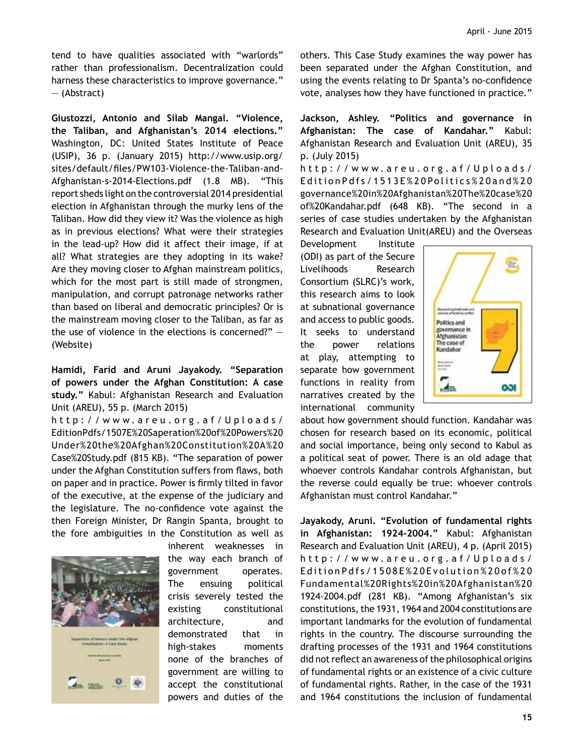tend to have qualities associated with "warlords" rather than professionalism. Decentralization could harness these characteristics to improve governance." — (Abstract)

**Giustozzi, Antonio and Silab Mangal. "Violence, the Taliban, and Afghanistan's 2014 elections."** Washington, DC: United States Institute of Peace (USIP), 36 p. (January 2015) http://www.usip.org/sites/default/files/PW103-Violence-the-Taliban-and-Afghanistan-s-2014-Elections.pdf (1.8 MB). "This report sheds light on the controversial 2014 presidential election in Afghanistan through the murky lens of the Taliban. How did they view it? Was the violence as high as in previous elections? What were their strategies in the lead-up? How did it affect their image, if at all? What strategies are they adopting in its wake? Are they moving closer to Afghan mainstream politics, which for the most part is still made of strongmen, manipulation, and corrupt patronage networks rather than based on liberal and democratic principles? Or is the mainstream moving closer to the Taliban, as far as the use of violence in the elections is concerned?" — (Website)

**Hamidi, Farid and Aruni Jayakody. "Separation of powers under the Afghan Constitution: A case study."** Kabul: Afghanistan Research and Evaluation Unit (AREU), 55 p. (March 2015) http://www.areu.org.af/Uploads/EditionPdfs/1507E%20Saperation%20of%20Powers%20Under%20the%20Afghan%20Constitution%20A%20Case%20Study.pdf (815 KB). "The separation of power under the Afghan Constitution suffers from flaws, both on paper and in practice. Power is firmly tilted in favor of the executive, at the expense of the judiciary and the legislature. The no-confidence vote against the then Foreign Minister, Dr Rangin Spanta, brought to the fore ambiguities in the Constitution as well as inherent weaknesses in the way each branch of government operates. The ensuing political crisis severely tested the existing constitutional architecture, and demonstrated that in high-stakes moments none of the branches of government are willing to accept the constitutional powers and duties of the others. This Case Study examines the way power has been separated under the Afghan Constitution, and using the events relating to Dr Spanta's no-confidence vote, analyses how they have functioned in practice."

**Jackson, Ashley. "Politics and governance in Afghanistan: The case of Kandahar."** Kabul: Afghanistan Research and Evaluation Unit (AREU), 35 p. (July 2015) http://www.areu.org.af/Uploads/EditionPdfs/1513E%20Politics%20and%20governance%20in%20Afghanistan%20The%20case%20of%20Kandahar.pdf (648 KB). "The second in a series of case studies undertaken by the Afghanistan Research and Evaluation Unit(AREU) and the Overseas Development Institute (ODI) as part of the Secure Livelihoods Research Consortium (SLRC)'s work, this research aims to look at subnational governance and access to public goods. It seeks to understand the power relations at play, attempting to separate how government functions in reality from narratives created by the international community about how government should function. Kandahar was chosen for research based on its economic, political and social importance, being only second to Kabul as a political seat of power. There is an old adage that whoever controls Kandahar controls Afghanistan, but the reverse could equally be true: whoever controls Afghanistan must control Kandahar."

**Jayakody, Aruni. "Evolution of fundamental rights in Afghanistan: 1924-2004."** Kabul: Afghanistan Research and Evaluation Unit (AREU), 4 p. (April 2015) http://www.areu.org.af/Uploads/EditionPdfs/1508E%20Evolution%20of%20Fundamental%20Rights%20in%20Afghanistan%201924-2004.pdf (281 KB). "Among Afghanistan's six constitutions, the 1931, 1964 and 2004 constitutions are important landmarks for the evolution of fundamental rights in the country. The discourse surrounding the drafting processes of the 1931 and 1964 constitutions did not reflect an awareness of the philosophical origins of fundamental rights or an existence of a civic culture of fundamental rights. Rather, in the case of the 1931 and 1964 constitutions the inclusion of fundamental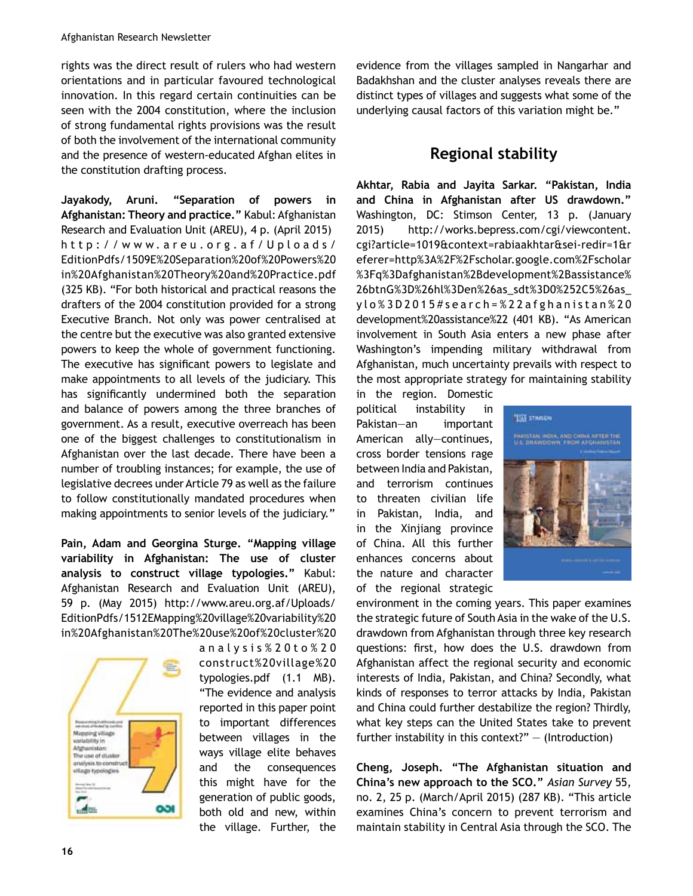rights was the direct result of rulers who had western orientations and in particular favoured technological innovation. In this regard certain continuities can be seen with the 2004 constitution, where the inclusion of strong fundamental rights provisions was the result of both the involvement of the international community and the presence of western-educated Afghan elites in the constitution drafting process.

**Jayakody, Aruni. "Separation of powers in Afghanistan: Theory and practice."** Kabul: Afghanistan Research and Evaluation Unit (AREU), 4 p. (April 2015) http://www.areu.org.af/Uploads/EditionPdfs/1509E%20Separation%20of%20Powers%20in%20Afghanistan%20Theory%20and%20Practice.pdf (325 KB). "For both historical and practical reasons the drafters of the 2004 constitution provided for a strong Executive Branch. Not only was power centralised at the centre but the executive was also granted extensive powers to keep the whole of government functioning. The executive has significant powers to legislate and make appointments to all levels of the judiciary. This has significantly undermined both the separation and balance of powers among the three branches of government. As a result, executive overreach has been one of the biggest challenges to constitutionalism in Afghanistan over the last decade. There have been a number of troubling instances; for example, the use of legislative decrees under Article 79 as well as the failure to follow constitutionally mandated procedures when making appointments to senior levels of the judiciary."

**Pain, Adam and Georgina Sturge. "Mapping village variability in Afghanistan: The use of cluster analysis to construct village typologies."** Kabul: Afghanistan Research and Evaluation Unit (AREU), 59 p. (May 2015) http://www.areu.org.af/Uploads/EditionPdfs/1512EMapping%20village%20variability%20in%20Afghanistan%20The%20use%20of%20cluster%20analysis%20to%20construct%20village%20typologies.pdf (1.1 MB). "The evidence and analysis reported in this paper point to important differences between villages in the ways village elite behaves and the consequences this might have for the generation of public goods, both old and new, within the village. Further, the evidence from the villages sampled in Nangarhar and Badakhshan and the cluster analyses reveals there are distinct types of villages and suggests what some of the underlying causal factors of this variation might be."

## Regional stability

**Akhtar, Rabia and Jayita Sarkar. "Pakistan, India and China in Afghanistan after US drawdown."** Washington, DC: Stimson Center, 13 p. (January 2015) http://works.bepress.com/cgi/viewcontent.cgi?article=1019&context=rabiaakhtar&sei-redir=1&referer=http%3A%2F%2Fscholar.google.com%2Fscholar%3Fq%3Dafghanistan%2Bdevelopment%2Bassistance%26btnG%3D%26hl%3Den%26as_sdt%3D0%252C5%26as_ylo%3D2015#search=%22afghanistan%20development%20assistance%22 (401 KB). "As American involvement in South Asia enters a new phase after Washington's impending military withdrawal from Afghanistan, much uncertainty prevails with respect to the most appropriate strategy for maintaining stability in the region. Domestic political instability in Pakistan—an important American ally—continues, cross border tensions rage between India and Pakistan, and terrorism continues to threaten civilian life in Pakistan, India, and in the Xinjiang province of China. All this further enhances concerns about the nature and character of the regional strategic environment in the coming years. This paper examines the strategic future of South Asia in the wake of the U.S. drawdown from Afghanistan through three key research questions: first, how does the U.S. drawdown from Afghanistan affect the regional security and economic interests of India, Pakistan, and China? Secondly, what kinds of responses to terror attacks by India, Pakistan and China could further destabilize the region? Thirdly, what key steps can the United States take to prevent further instability in this context?" — (Introduction)

**Cheng, Joseph. "The Afghanistan situation and China's new approach to the SCO."** *Asian Survey* 55, no. 2, 25 p. (March/April 2015) (287 KB). "This article examines China's concern to prevent terrorism and maintain stability in Central Asia through the SCO. The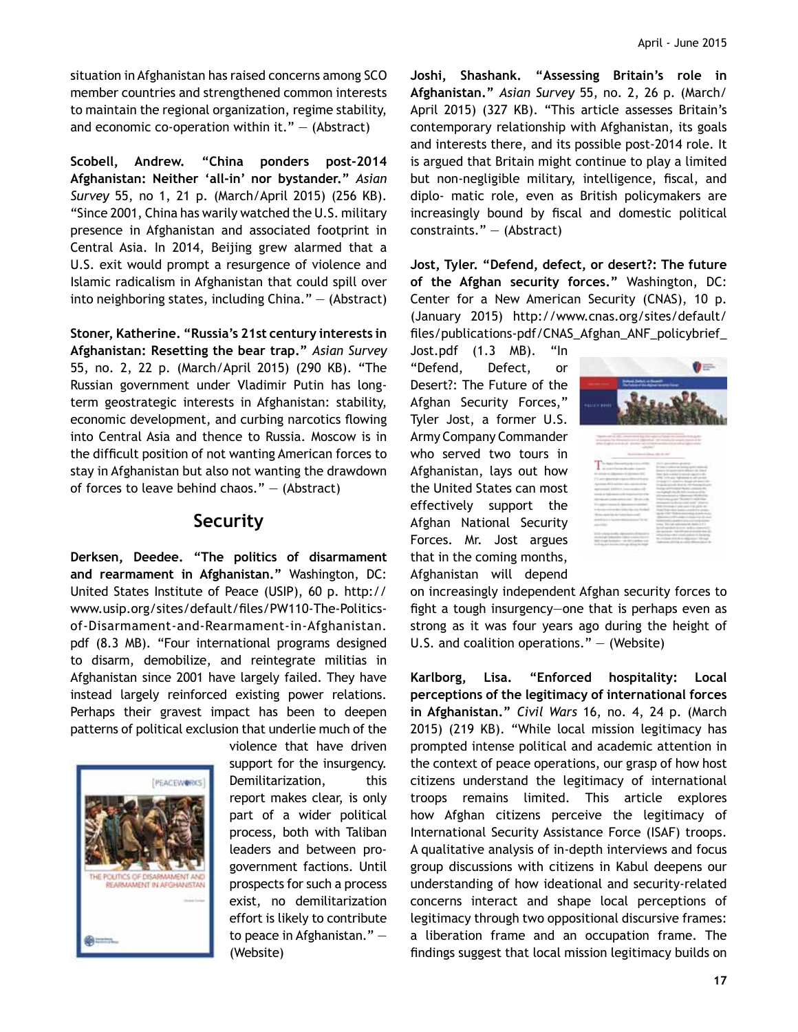situation in Afghanistan has raised concerns among SCO member countries and strengthened common interests to maintain the regional organization, regime stability, and economic co-operation within it." — (Abstract)

**Scobell, Andrew. "China ponders post-2014 Afghanistan: Neither 'all-in' nor bystander."** *Asian Survey* 55, no 1, 21 p. (March/April 2015) (256 KB). "Since 2001, China has warily watched the U.S. military presence in Afghanistan and associated footprint in Central Asia. In 2014, Beijing grew alarmed that a U.S. exit would prompt a resurgence of violence and Islamic radicalism in Afghanistan that could spill over into neighboring states, including China." — (Abstract)

**Stoner, Katherine. "Russia's 21st century interests in Afghanistan: Resetting the bear trap."** *Asian Survey* 55, no. 2, 22 p. (March/April 2015) (290 KB). "The Russian government under Vladimir Putin has long-term geostrategic interests in Afghanistan: stability, economic development, and curbing narcotics flowing into Central Asia and thence to Russia. Moscow is in the difficult position of not wanting American forces to stay in Afghanistan but also not wanting the drawdown of forces to leave behind chaos." — (Abstract)

## Security

**Derksen, Deedee. "The politics of disarmament and rearmament in Afghanistan."** Washington, DC: United States Institute of Peace (USIP), 60 p. http://www.usip.org/sites/default/files/PW110-The-Politics-of-Disarmament-and-Rearmament-in-Afghanistan.pdf (8.3 MB). "Four international programs designed to disarm, demobilize, and reintegrate militias in Afghanistan since 2001 have largely failed. They have instead largely reinforced existing power relations. Perhaps their gravest impact has been to deepen patterns of political exclusion that underlie much of the violence that have driven support for the insurgency. Demilitarization, this report makes clear, is only part of a wider political process, both with Taliban leaders and between pro-government factions. Until prospects for such a process exist, no demilitarization effort is likely to contribute to peace in Afghanistan." — (Website)

**Joshi, Shashank. "Assessing Britain's role in Afghanistan."** *Asian Survey* 55, no. 2, 26 p. (March/April 2015) (327 KB). "This article assesses Britain's contemporary relationship with Afghanistan, its goals and interests there, and its possible post-2014 role. It is argued that Britain might continue to play a limited but non-negligible military, intelligence, fiscal, and diplo- matic role, even as British policymakers are increasingly bound by fiscal and domestic political constraints." — (Abstract)

**Jost, Tyler. "Defend, defect, or desert?: The future of the Afghan security forces."** Washington, DC: Center for a New American Security (CNAS), 10 p. (January 2015) http://www.cnas.org/sites/default/files/publications-pdf/CNAS_Afghan_ANF_policybrief_Jost.pdf (1.3 MB). "In "Defend, Defect, or Desert?: The Future of the Afghan Security Forces," Tyler Jost, a former U.S. Army Company Commander who served two tours in Afghanistan, lays out how the United States can most effectively support the Afghan National Security Forces. Mr. Jost argues that in the coming months, Afghanistan will depend on increasingly independent Afghan security forces to fight a tough insurgency—one that is perhaps even as strong as it was four years ago during the height of U.S. and coalition operations." — (Website)

**Karlborg, Lisa. "Enforced hospitality: Local perceptions of the legitimacy of international forces in Afghanistan."** *Civil Wars* 16, no. 4, 24 p. (March 2015) (219 KB). "While local mission legitimacy has prompted intense political and academic attention in the context of peace operations, our grasp of how host citizens understand the legitimacy of international troops remains limited. This article explores how Afghan citizens perceive the legitimacy of International Security Assistance Force (ISAF) troops. A qualitative analysis of in-depth interviews and focus group discussions with citizens in Kabul deepens our understanding of how ideational and security-related concerns interact and shape local perceptions of legitimacy through two oppositional discursive frames: a liberation frame and an occupation frame. The findings suggest that local mission legitimacy builds on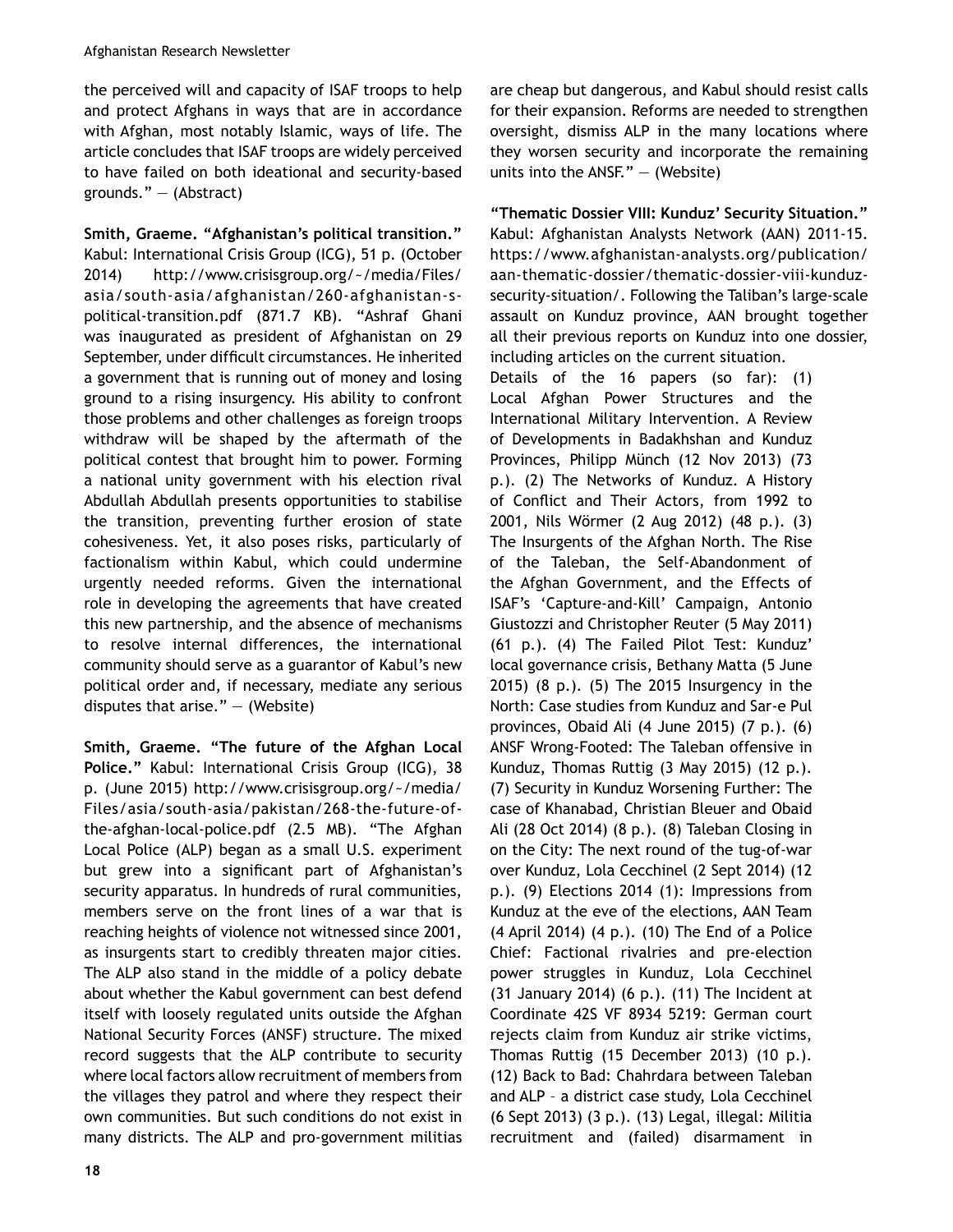the perceived will and capacity of ISAF troops to help and protect Afghans in ways that are in accordance with Afghan, most notably Islamic, ways of life. The article concludes that ISAF troops are widely perceived to have failed on both ideational and security-based grounds." — (Abstract)

**Smith, Graeme. "Afghanistan's political transition."** Kabul: International Crisis Group (ICG), 51 p. (October 2014) http://www.crisisgroup.org/~/media/Files/asia/south-asia/afghanistan/260-afghanistan-s-political-transition.pdf (871.7 KB). "Ashraf Ghani was inaugurated as president of Afghanistan on 29 September, under difficult circumstances. He inherited a government that is running out of money and losing ground to a rising insurgency. His ability to confront those problems and other challenges as foreign troops withdraw will be shaped by the aftermath of the political contest that brought him to power. Forming a national unity government with his election rival Abdullah Abdullah presents opportunities to stabilise the transition, preventing further erosion of state cohesiveness. Yet, it also poses risks, particularly of factionalism within Kabul, which could undermine urgently needed reforms. Given the international role in developing the agreements that have created this new partnership, and the absence of mechanisms to resolve internal differences, the international community should serve as a guarantor of Kabul's new political order and, if necessary, mediate any serious disputes that arise." — (Website)

**Smith, Graeme. "The future of the Afghan Local Police."** Kabul: International Crisis Group (ICG), 38 p. (June 2015) http://www.crisisgroup.org/~/media/Files/asia/south-asia/pakistan/268-the-future-of-the-afghan-local-police.pdf (2.5 MB). "The Afghan Local Police (ALP) began as a small U.S. experiment but grew into a significant part of Afghanistan's security apparatus. In hundreds of rural communities, members serve on the front lines of a war that is reaching heights of violence not witnessed since 2001, as insurgents start to credibly threaten major cities. The ALP also stand in the middle of a policy debate about whether the Kabul government can best defend itself with loosely regulated units outside the Afghan National Security Forces (ANSF) structure. The mixed record suggests that the ALP contribute to security where local factors allow recruitment of members from the villages they patrol and where they respect their own communities. But such conditions do not exist in many districts. The ALP and pro-government militias are cheap but dangerous, and Kabul should resist calls for their expansion. Reforms are needed to strengthen oversight, dismiss ALP in the many locations where they worsen security and incorporate the remaining units into the ANSF." — (Website)

**"Thematic Dossier VIII: Kunduz' Security Situation."** Kabul: Afghanistan Analysts Network (AAN) 2011-15. https://www.afghanistan-analysts.org/publication/aan-thematic-dossier/thematic-dossier-viii-kunduz-security-situation/. Following the Taliban's large-scale assault on Kunduz province, AAN brought together all their previous reports on Kunduz into one dossier, including articles on the current situation.

Details of the 16 papers (so far): (1) Local Afghan Power Structures and the International Military Intervention. A Review of Developments in Badakhshan and Kunduz Provinces, Philipp Münch (12 Nov 2013) (73 p.). (2) The Networks of Kunduz. A History of Conflict and Their Actors, from 1992 to 2001, Nils Wörmer (2 Aug 2012) (48 p.). (3) The Insurgents of the Afghan North. The Rise of the Taleban, the Self-Abandonment of the Afghan Government, and the Effects of ISAF's 'Capture-and-Kill' Campaign, Antonio Giustozzi and Christopher Reuter (5 May 2011) (61 p.). (4) The Failed Pilot Test: Kunduz' local governance crisis, Bethany Matta (5 June 2015) (8 p.). (5) The 2015 Insurgency in the North: Case studies from Kunduz and Sar-e Pul provinces, Obaid Ali (4 June 2015) (7 p.). (6) ANSF Wrong-Footed: The Taleban offensive in Kunduz, Thomas Ruttig (3 May 2015) (12 p.). (7) Security in Kunduz Worsening Further: The case of Khanabad, Christian Bleuer and Obaid Ali (28 Oct 2014) (8 p.). (8) Taleban Closing in on the City: The next round of the tug-of-war over Kunduz, Lola Cecchinel (2 Sept 2014) (12 p.). (9) Elections 2014 (1): Impressions from Kunduz at the eve of the elections, AAN Team (4 April 2014) (4 p.). (10) The End of a Police Chief: Factional rivalries and pre-election power struggles in Kunduz, Lola Cecchinel (31 January 2014) (6 p.). (11) The Incident at Coordinate 42S VF 8934 5219: German court rejects claim from Kunduz air strike victims, Thomas Ruttig (15 December 2013) (10 p.). (12) Back to Bad: Chahrdara between Taleban and ALP – a district case study, Lola Cecchinel (6 Sept 2013) (3 p.). (13) Legal, illegal: Militia recruitment and (failed) disarmament in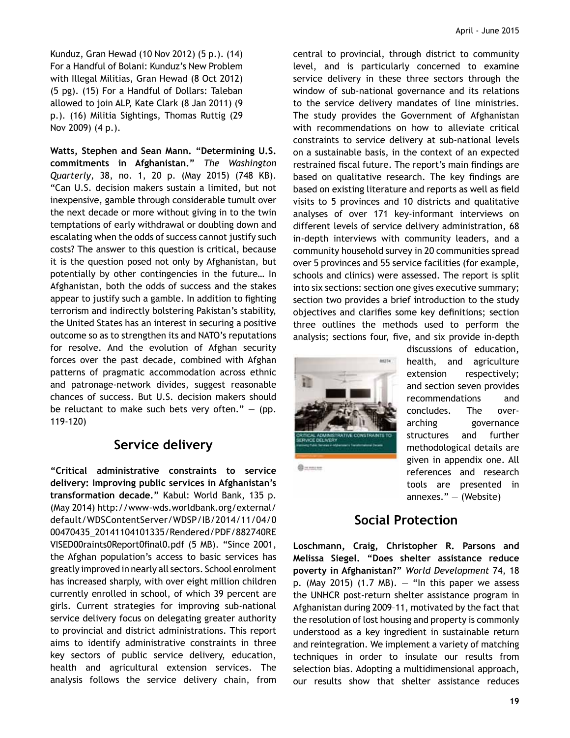Kunduz, Gran Hewad (10 Nov 2012) (5 p.). (14) For a Handful of Bolani: Kunduz's New Problem with Illegal Militias, Gran Hewad (8 Oct 2012) (5 pg). (15) For a Handful of Dollars: Taleban allowed to join ALP, Kate Clark (8 Jan 2011) (9 p.). (16) Militia Sightings, Thomas Ruttig (29 Nov 2009) (4 p.).

**Watts, Stephen and Sean Mann. "Determining U.S. commitments in Afghanistan."** *The Washington Quarterly*, 38, no. 1, 20 p. (May 2015) (748 KB). "Can U.S. decision makers sustain a limited, but not inexpensive, gamble through considerable tumult over the next decade or more without giving in to the twin temptations of early withdrawal or doubling down and escalating when the odds of success cannot justify such costs? The answer to this question is critical, because it is the question posed not only by Afghanistan, but potentially by other contingencies in the future… In Afghanistan, both the odds of success and the stakes appear to justify such a gamble. In addition to fighting terrorism and indirectly bolstering Pakistan's stability, the United States has an interest in securing a positive outcome so as to strengthen its and NATO's reputations for resolve. And the evolution of Afghan security forces over the past decade, combined with Afghan patterns of pragmatic accommodation across ethnic and patronage-network divides, suggest reasonable chances of success. But U.S. decision makers should be reluctant to make such bets very often." — (pp. 119-120)

## Service delivery

**"Critical administrative constraints to service delivery: Improving public services in Afghanistan's transformation decade."** Kabul: World Bank, 135 p. (May 2014) http://www-wds.worldbank.org/external/default/WDSContentServer/WDSP/IB/2014/11/04/000470435_20141104101335/Rendered/PDF/882740REVISED00raints0Report0final0.pdf (5 MB). "Since 2001, the Afghan population's access to basic services has greatly improved in nearly all sectors. School enrolment has increased sharply, with over eight million children currently enrolled in school, of which 39 percent are girls. Current strategies for improving sub-national service delivery focus on delegating greater authority to provincial and district administrations. This report aims to identify administrative constraints in three key sectors of public service delivery, education, health and agricultural extension services. The analysis follows the service delivery chain, from central to provincial, through district to community level, and is particularly concerned to examine service delivery in these three sectors through the window of sub-national governance and its relations to the service delivery mandates of line ministries. The study provides the Government of Afghanistan with recommendations on how to alleviate critical constraints to service delivery at sub-national levels on a sustainable basis, in the context of an expected restrained fiscal future. The report's main findings are based on qualitative research. The key findings are based on existing literature and reports as well as field visits to 5 provinces and 10 districts and qualitative analyses of over 171 key-informant interviews on different levels of service delivery administration, 68 in-depth interviews with community leaders, and a community household survey in 20 communities spread over 5 provinces and 55 service facilities (for example, schools and clinics) were assessed. The report is split into six sections: section one gives executive summary; section two provides a brief introduction to the study objectives and clarifies some key definitions; section three outlines the methods used to perform the analysis; sections four, five, and six provide in-depth discussions of education, health, and agriculture extension respectively; and section seven provides recommendations and concludes. The over-arching governance structures and further methodological details are given in appendix one. All references and research tools are presented in annexes." — (Website)

## Social Protection

**Loschmann, Craig, Christopher R. Parsons and Melissa Siegel. "Does shelter assistance reduce poverty in Afghanistan?"** *World Development* 74, 18 p. (May 2015) (1.7 MB). — "In this paper we assess the UNHCR post-return shelter assistance program in Afghanistan during 2009–11, motivated by the fact that the resolution of lost housing and property is commonly understood as a key ingredient in sustainable return and reintegration. We implement a variety of matching techniques in order to insulate our results from selection bias. Adopting a multidimensional approach, our results show that shelter assistance reduces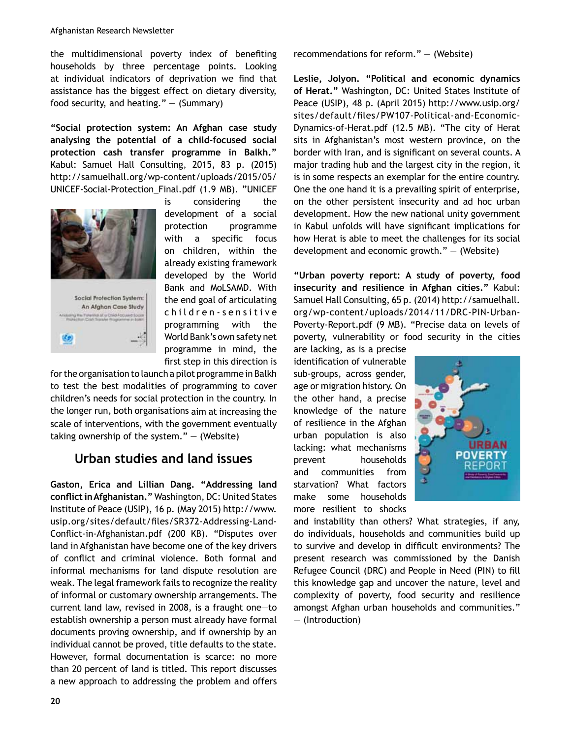the multidimensional poverty index of benefiting households by three percentage points. Looking at individual indicators of deprivation we find that assistance has the biggest effect on dietary diversity, food security, and heating." — (Summary)

**"Social protection system: An Afghan case study analysing the potential of a child-focused social protection cash transfer programme in Balkh."** Kabul: Samuel Hall Consulting, 2015, 83 p. (2015) http://samuelhall.org/wp-content/uploads/2015/05/UNICEF-Social-Protection_Final.pdf (1.9 MB). "UNICEF is considering the development of a social protection programme with a specific focus on children, within the already existing framework developed by the World Bank and MoLSAMD. With the end goal of articulating children-sensitive programming with the World Bank's own safety net programme in mind, the first step in this direction is for the organisation to launch a pilot programme in Balkh to test the best modalities of programming to cover children's needs for social protection in the country. In the longer run, both organisations aim at increasing the scale of interventions, with the government eventually taking ownership of the system." — (Website)

## Urban studies and land issues

**Gaston, Erica and Lillian Dang. "Addressing land conflict in Afghanistan."** Washington, DC: United States Institute of Peace (USIP), 16 p. (May 2015) http://www.usip.org/sites/default/files/SR372-Addressing-Land-Conflict-in-Afghanistan.pdf (200 KB). "Disputes over land in Afghanistan have become one of the key drivers of conflict and criminal violence. Both formal and informal mechanisms for land dispute resolution are weak. The legal framework fails to recognize the reality of informal or customary ownership arrangements. The current land law, revised in 2008, is a fraught one—to establish ownership a person must already have formal documents proving ownership, and if ownership by an individual cannot be proved, title defaults to the state. However, formal documentation is scarce: no more than 20 percent of land is titled. This report discusses a new approach to addressing the problem and offers recommendations for reform." — (Website)

**Leslie, Jolyon. "Political and economic dynamics of Herat."** Washington, DC: United States Institute of Peace (USIP), 48 p. (April 2015) http://www.usip.org/sites/default/files/PW107-Political-and-Economic-Dynamics-of-Herat.pdf (12.5 MB). "The city of Herat sits in Afghanistan's most western province, on the border with Iran, and is significant on several counts. A major trading hub and the largest city in the region, it is in some respects an exemplar for the entire country. One the one hand it is a prevailing spirit of enterprise, on the other persistent insecurity and ad hoc urban development. How the new national unity government in Kabul unfolds will have significant implications for how Herat is able to meet the challenges for its social development and economic growth." — (Website)

**"Urban poverty report: A study of poverty, food insecurity and resilience in Afghan cities."** Kabul: Samuel Hall Consulting, 65 p. (2014) http://samuelhall.org/wp-content/uploads/2014/11/DRC-PIN-Urban-Poverty-Report.pdf (9 MB). "Precise data on levels of poverty, vulnerability or food security in the cities are lacking, as is a precise identification of vulnerable sub-groups, across gender, age or migration history. On the other hand, a precise knowledge of the nature of resilience in the Afghan urban population is also lacking: what mechanisms prevent households and communities from starvation? What factors make some households more resilient to shocks and instability than others? What strategies, if any, do individuals, households and communities build up to survive and develop in difficult environments? The present research was commissioned by the Danish Refugee Council (DRC) and People in Need (PIN) to fill this knowledge gap and uncover the nature, level and complexity of poverty, food security and resilience amongst Afghan urban households and communities." — (Introduction)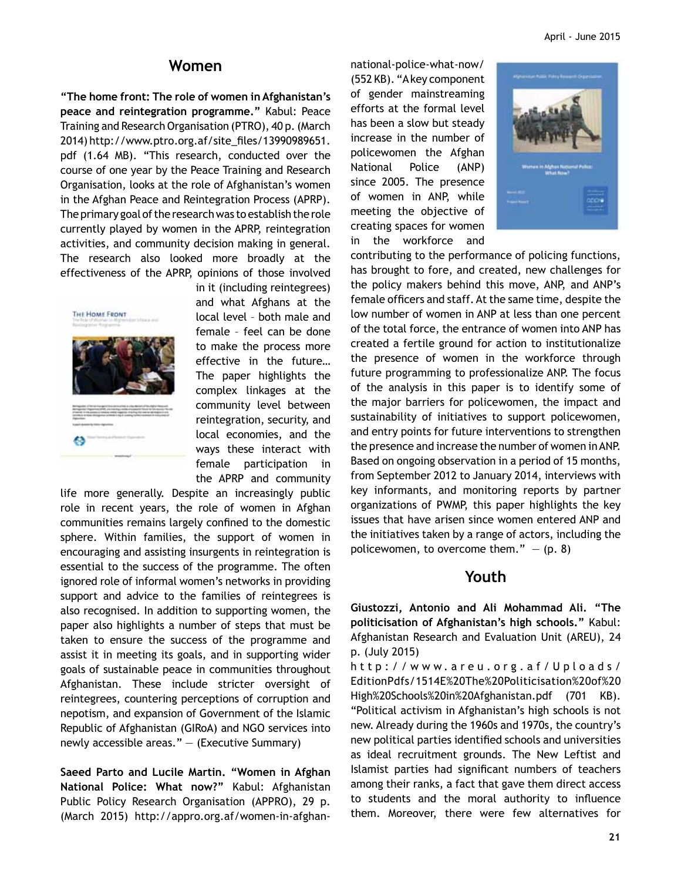## Women

**"The home front: The role of women in Afghanistan's peace and reintegration programme."** Kabul: Peace Training and Research Organisation (PTRO), 40 p. (March 2014) http://www.ptro.org.af/site_files/13990989651.pdf (1.64 MB). "This research, conducted over the course of one year by the Peace Training and Research Organisation, looks at the role of Afghanistan's women in the Afghan Peace and Reintegration Process (APRP). The primary goal of the research was to establish the role currently played by women in the APRP, reintegration activities, and community decision making in general. The research also looked more broadly at the effectiveness of the APRP, opinions of those involved in it (including reintegrees) and what Afghans at the local level – both male and female – feel can be done to make the process more effective in the future... The paper highlights the complex linkages at the community level between reintegration, security, and local economies, and the ways these interact with female participation in the APRP and community life more generally. Despite an increasingly public role in recent years, the role of women in Afghan communities remains largely confined to the domestic sphere. Within families, the support of women in encouraging and assisting insurgents in reintegration is essential to the success of the programme. The often ignored role of informal women's networks in providing support and advice to the families of reintegrees is also recognised. In addition to supporting women, the paper also highlights a number of steps that must be taken to ensure the success of the programme and assist it in meeting its goals, and in supporting wider goals of sustainable peace in communities throughout Afghanistan. These include stricter oversight of reintegrees, countering perceptions of corruption and nepotism, and expansion of Government of the Islamic Republic of Afghanistan (GIRoA) and NGO services into newly accessible areas." — (Executive Summary)

**Saeed Parto and Lucile Martin. "Women in Afghan National Police: What now?"** Kabul: Afghanistan Public Policy Research Organisation (APPRO), 29 p. (March 2015) http://appro.org.af/women-in-afghan-national-police-what-now/ (552 KB). "A key component of gender mainstreaming efforts at the formal level has been a slow but steady increase in the number of policewomen the Afghan National Police (ANP) since 2005. The presence of women in ANP, while meeting the objective of creating spaces for women in the workforce and contributing to the performance of policing functions, has brought to fore, and created, new challenges for the policy makers behind this move, ANP, and ANP's female officers and staff. At the same time, despite the low number of women in ANP at less than one percent of the total force, the entrance of women into ANP has created a fertile ground for action to institutionalize the presence of women in the workforce through future programming to professionalize ANP. The focus of the analysis in this paper is to identify some of the major barriers for policewomen, the impact and sustainability of initiatives to support policewomen, and entry points for future interventions to strengthen the presence and increase the number of women in ANP. Based on ongoing observation in a period of 15 months, from September 2012 to January 2014, interviews with key informants, and monitoring reports by partner organizations of PWMP, this paper highlights the key issues that have arisen since women entered ANP and the initiatives taken by a range of actors, including the policewomen, to overcome them." — (p. 8)

## Youth

**Giustozzi, Antonio and Ali Mohammad Ali. "The politicisation of Afghanistan's high schools."** Kabul: Afghanistan Research and Evaluation Unit (AREU), 24 p. (July 2015) http://www.areu.org.af/Uploads/EditionPdfs/1514E%20The%20Politicisation%20of%20High%20Schools%20in%20Afghanistan.pdf (701 KB). "Political activism in Afghanistan's high schools is not new. Already during the 1960s and 1970s, the country's new political parties identified schools and universities as ideal recruitment grounds. The New Leftist and Islamist parties had significant numbers of teachers among their ranks, a fact that gave them direct access to students and the moral authority to influence them. Moreover, there were few alternatives for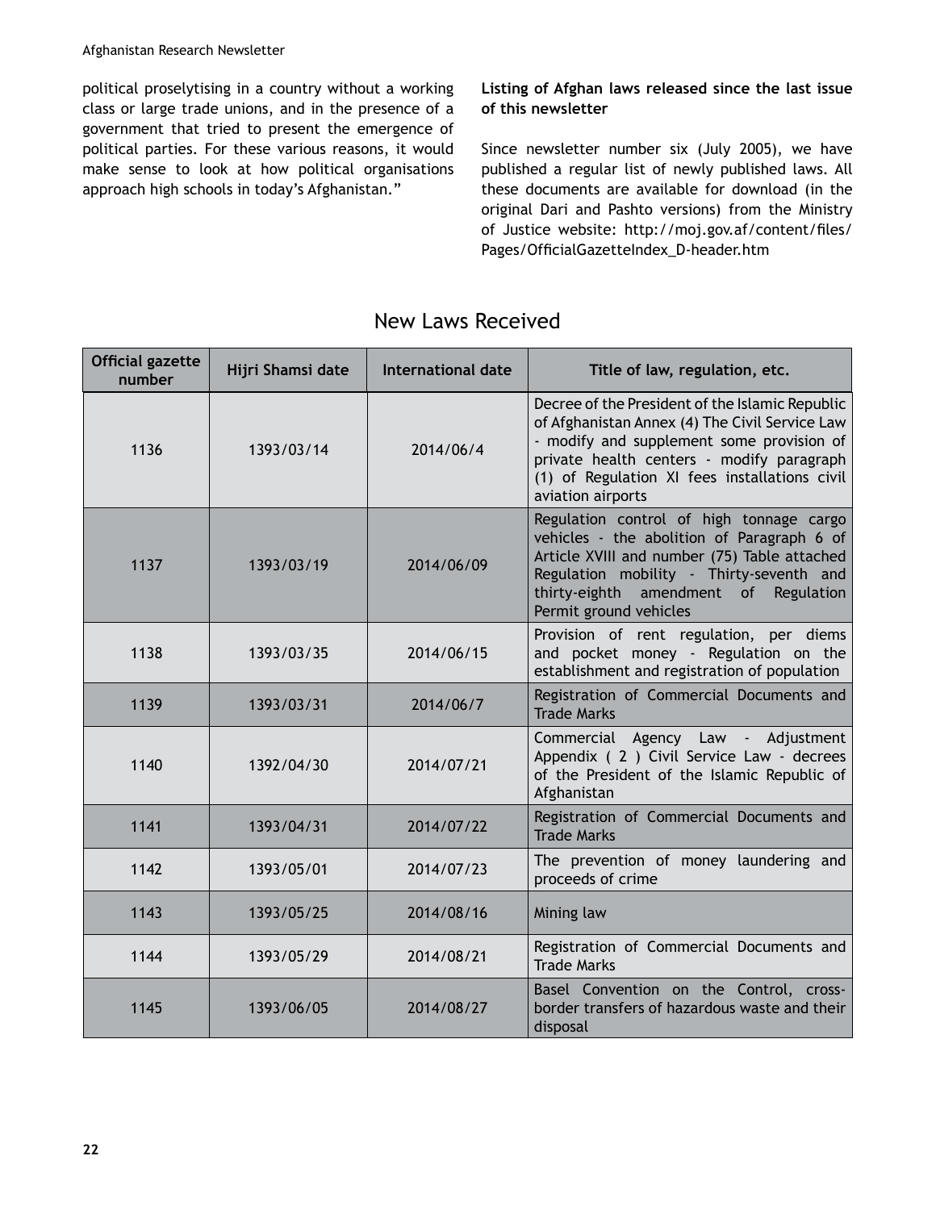political proselytising in a country without a working class or large trade unions, and in the presence of a government that tried to present the emergence of political parties. For these various reasons, it would make sense to look at how political organisations approach high schools in today's Afghanistan."

**Listing of Afghan laws released since the last issue of this newsletter**

Since newsletter number six (July 2005), we have published a regular list of newly published laws. All these documents are available for download (in the original Dari and Pashto versions) from the Ministry of Justice website: http://moj.gov.af/content/files/Pages/OfficialGazetteIndex_D-header.htm

## New Laws Received

| Official gazette number | Hijri Shamsi date | International date | Title of law, regulation, etc. |
|---|---|---|---|
| 1136 | 1393/03/14 | 2014/06/4 | Decree of the President of the Islamic Republic of Afghanistan Annex (4) The Civil Service Law - modify and supplement some provision of private health centers - modify paragraph (1) of Regulation XI fees installations civil aviation airports |
| 1137 | 1393/03/19 | 2014/06/09 | Regulation control of high tonnage cargo vehicles - the abolition of Paragraph 6 of Article XVIII and number (75) Table attached Regulation mobility - Thirty-seventh and thirty-eighth amendment of Regulation Permit ground vehicles |
| 1138 | 1393/03/35 | 2014/06/15 | Provision of rent regulation, per diems and pocket money - Regulation on the establishment and registration of population |
| 1139 | 1393/03/31 | 2014/06/7 | Registration of Commercial Documents and Trade Marks |
| 1140 | 1392/04/30 | 2014/07/21 | Commercial Agency Law - Adjustment Appendix ( 2 ) Civil Service Law - decrees of the President of the Islamic Republic of Afghanistan |
| 1141 | 1393/04/31 | 2014/07/22 | Registration of Commercial Documents and Trade Marks |
| 1142 | 1393/05/01 | 2014/07/23 | The prevention of money laundering and proceeds of crime |
| 1143 | 1393/05/25 | 2014/08/16 | Mining law |
| 1144 | 1393/05/29 | 2014/08/21 | Registration of Commercial Documents and Trade Marks |
| 1145 | 1393/06/05 | 2014/08/27 | Basel Convention on the Control, cross-border transfers of hazardous waste and their disposal |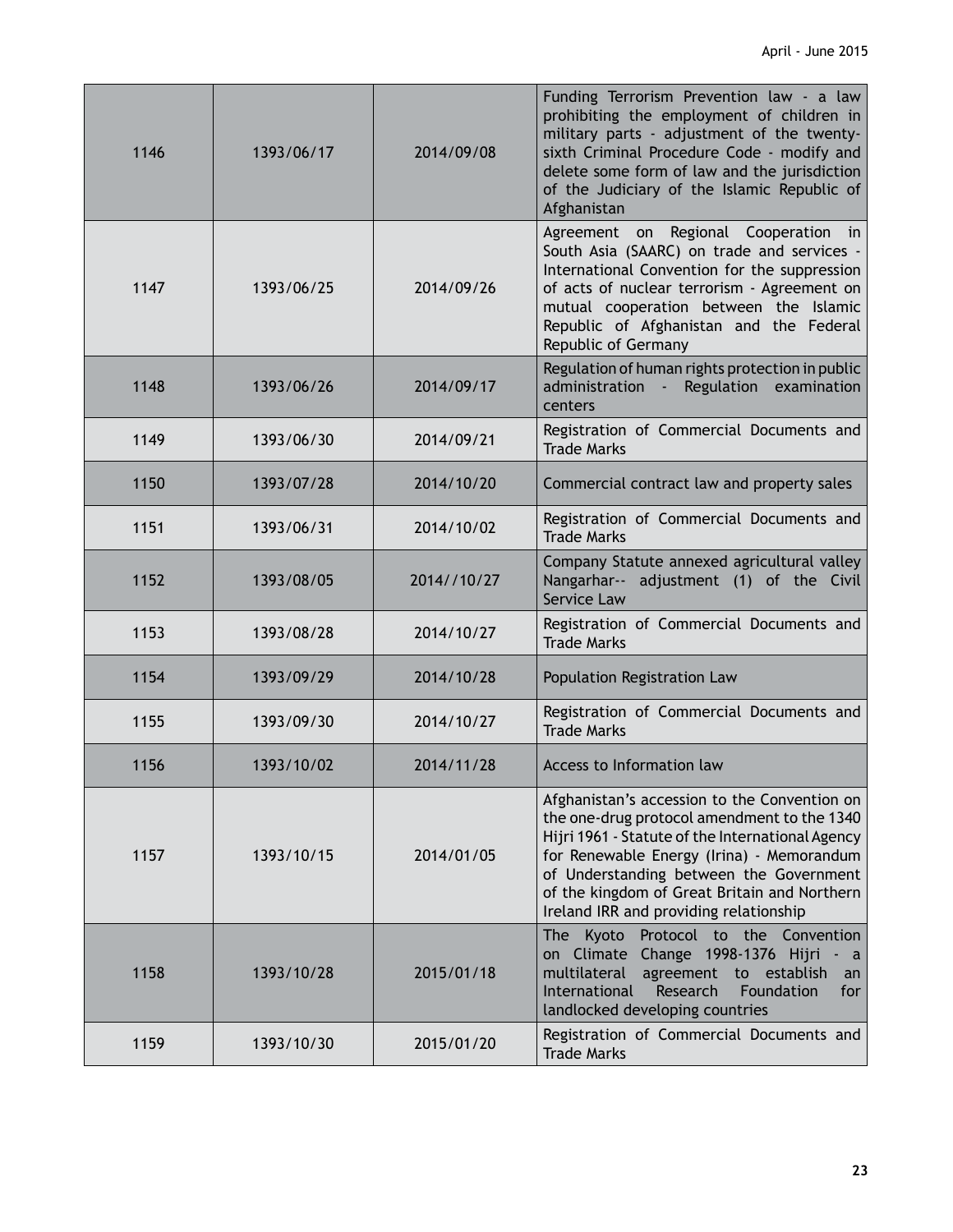| | | | |
|---|---|---|---|
| 1146 | 1393/06/17 | 2014/09/08 | Funding Terrorism Prevention law - a law prohibiting the employment of children in military parts - adjustment of the twenty-sixth Criminal Procedure Code - modify and delete some form of law and the jurisdiction of the Judiciary of the Islamic Republic of Afghanistan |
| 1147 | 1393/06/25 | 2014/09/26 | Agreement on Regional Cooperation in South Asia (SAARC) on trade and services - International Convention for the suppression of acts of nuclear terrorism - Agreement on mutual cooperation between the Islamic Republic of Afghanistan and the Federal Republic of Germany |
| 1148 | 1393/06/26 | 2014/09/17 | Regulation of human rights protection in public administration - Regulation examination centers |
| 1149 | 1393/06/30 | 2014/09/21 | Registration of Commercial Documents and Trade Marks |
| 1150 | 1393/07/28 | 2014/10/20 | Commercial contract law and property sales |
| 1151 | 1393/06/31 | 2014/10/02 | Registration of Commercial Documents and Trade Marks |
| 1152 | 1393/08/05 | 2014//10/27 | Company Statute annexed agricultural valley Nangarhar-- adjustment (1) of the Civil Service Law |
| 1153 | 1393/08/28 | 2014/10/27 | Registration of Commercial Documents and Trade Marks |
| 1154 | 1393/09/29 | 2014/10/28 | Population Registration Law |
| 1155 | 1393/09/30 | 2014/10/27 | Registration of Commercial Documents and Trade Marks |
| 1156 | 1393/10/02 | 2014/11/28 | Access to Information law |
| 1157 | 1393/10/15 | 2014/01/05 | Afghanistan's accession to the Convention on the one-drug protocol amendment to the 1340 Hijri 1961 - Statute of the International Agency for Renewable Energy (Irina) - Memorandum of Understanding between the Government of the kingdom of Great Britain and Northern Ireland IRR and providing relationship |
| 1158 | 1393/10/28 | 2015/01/18 | The Kyoto Protocol to the Convention on Climate Change 1998-1376 Hijri - a multilateral agreement to establish an International Research Foundation for landlocked developing countries |
| 1159 | 1393/10/30 | 2015/01/20 | Registration of Commercial Documents and Trade Marks |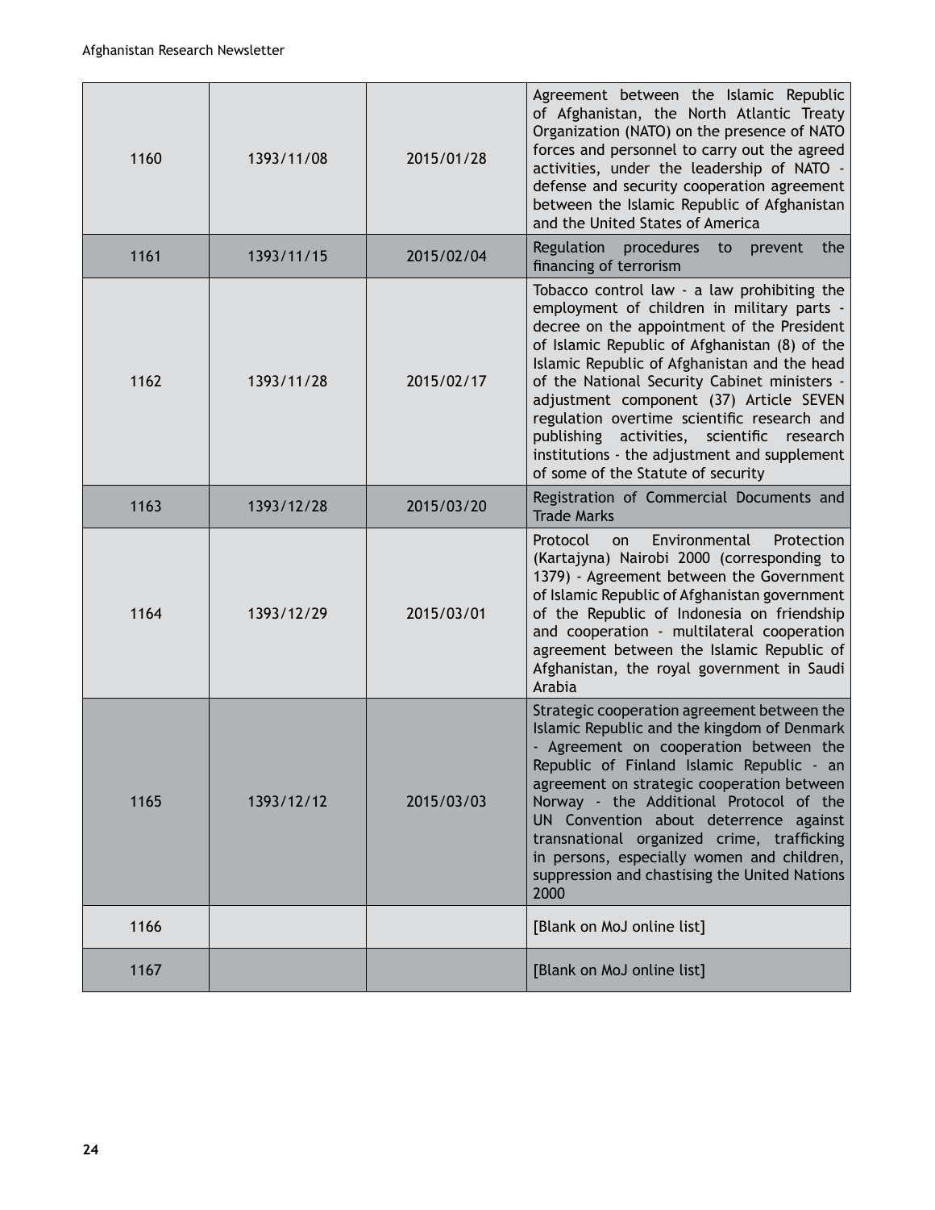| | | | |
|---|---|---|---|
| 1160 | 1393/11/08 | 2015/01/28 | Agreement between the Islamic Republic of Afghanistan, the North Atlantic Treaty Organization (NATO) on the presence of NATO forces and personnel to carry out the agreed activities, under the leadership of NATO - defense and security cooperation agreement between the Islamic Republic of Afghanistan and the United States of America |
| 1161 | 1393/11/15 | 2015/02/04 | Regulation procedures to prevent the financing of terrorism |
| 1162 | 1393/11/28 | 2015/02/17 | Tobacco control law - a law prohibiting the employment of children in military parts - decree on the appointment of the President of Islamic Republic of Afghanistan (8) of the Islamic Republic of Afghanistan and the head of the National Security Cabinet ministers - adjustment component (37) Article SEVEN regulation overtime scientific research and publishing activities, scientific research institutions - the adjustment and supplement of some of the Statute of security |
| 1163 | 1393/12/28 | 2015/03/20 | Registration of Commercial Documents and Trade Marks |
| 1164 | 1393/12/29 | 2015/03/01 | Protocol on Environmental Protection (Kartajyna) Nairobi 2000 (corresponding to 1379) - Agreement between the Government of Islamic Republic of Afghanistan government of the Republic of Indonesia on friendship and cooperation - multilateral cooperation agreement between the Islamic Republic of Afghanistan, the royal government in Saudi Arabia |
| 1165 | 1393/12/12 | 2015/03/03 | Strategic cooperation agreement between the Islamic Republic and the kingdom of Denmark - Agreement on cooperation between the Republic of Finland Islamic Republic - an agreement on strategic cooperation between Norway - the Additional Protocol of the UN Convention about deterrence against transnational organized crime, trafficking in persons, especially women and children, suppression and chastising the United Nations 2000 |
| 1166 | | | [Blank on MoJ online list] |
| 1167 | | | [Blank on MoJ online list] |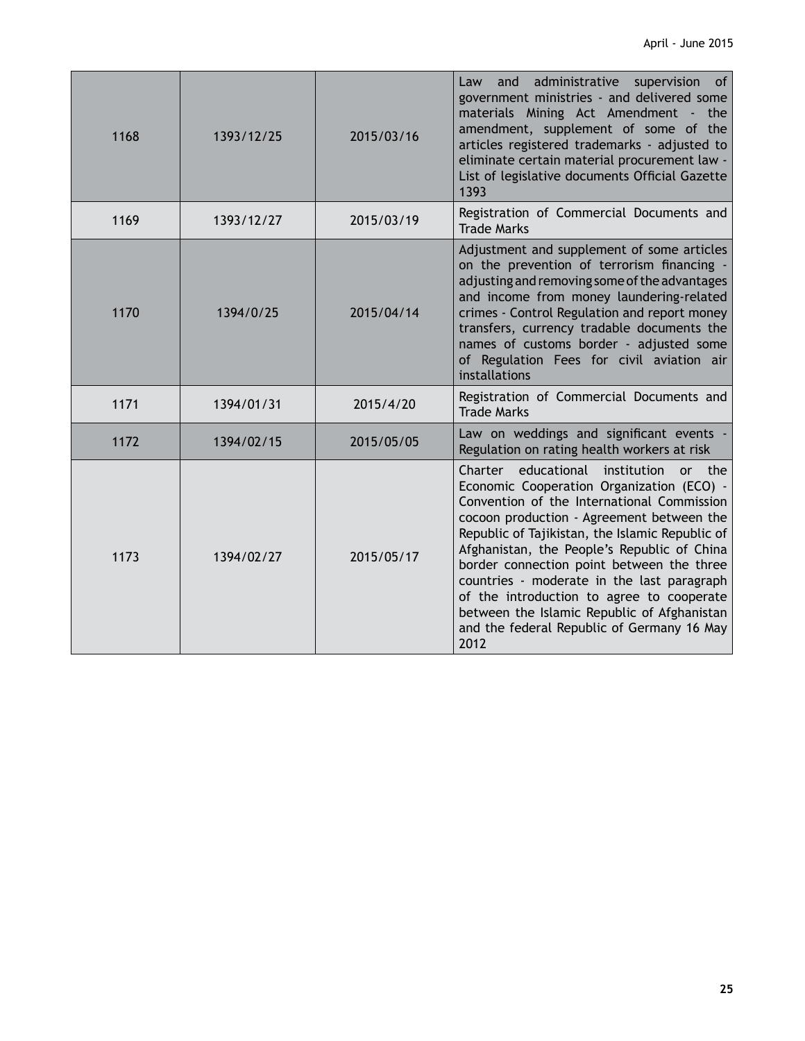| | | | |
|---|---|---|---|
| 1168 | 1393/12/25 | 2015/03/16 | Law and administrative supervision of government ministries - and delivered some materials Mining Act Amendment - the amendment, supplement of some of the articles registered trademarks - adjusted to eliminate certain material procurement law - List of legislative documents Official Gazette 1393 |
| 1169 | 1393/12/27 | 2015/03/19 | Registration of Commercial Documents and Trade Marks |
| 1170 | 1394/0/25 | 2015/04/14 | Adjustment and supplement of some articles on the prevention of terrorism financing - adjusting and removing some of the advantages and income from money laundering-related crimes - Control Regulation and report money transfers, currency tradable documents the names of customs border - adjusted some of Regulation Fees for civil aviation air installations |
| 1171 | 1394/01/31 | 2015/4/20 | Registration of Commercial Documents and Trade Marks |
| 1172 | 1394/02/15 | 2015/05/05 | Law on weddings and significant events - Regulation on rating health workers at risk |
| 1173 | 1394/02/27 | 2015/05/17 | Charter educational institution or the Economic Cooperation Organization (ECO) - Convention of the International Commission cocoon production - Agreement between the Republic of Tajikistan, the Islamic Republic of Afghanistan, the People's Republic of China border connection point between the three countries - moderate in the last paragraph of the introduction to agree to cooperate between the Islamic Republic of Afghanistan and the federal Republic of Germany 16 May 2012 |